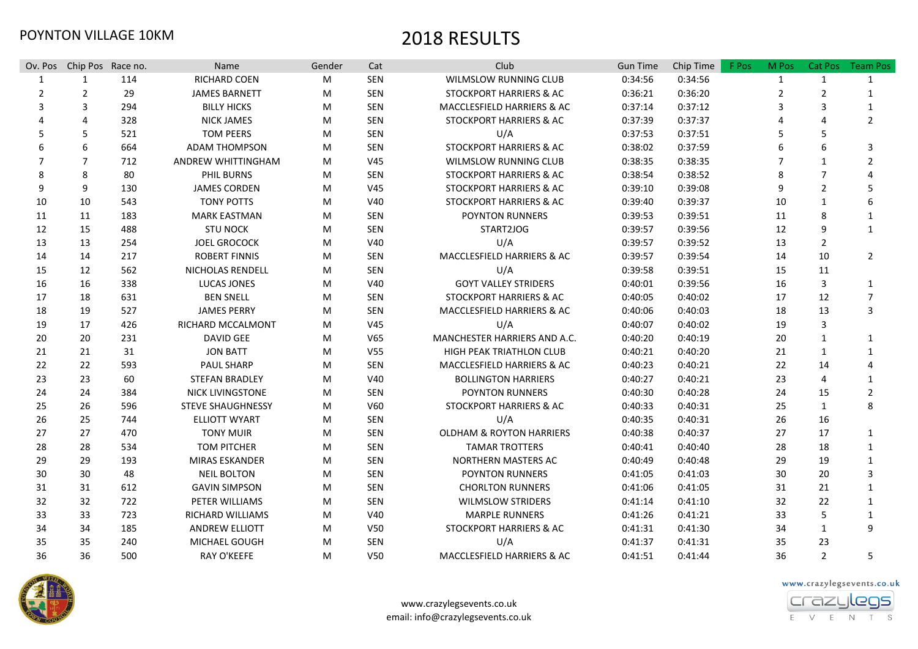POYNTON VILLAGE 10KM

# 2018 RESULTS

| Ov. Pos | Chip Pos | Race no. | Name | Gender | Cat | Club | Gun Time | Chip Time | F Pos | M Pos | Cat Pos | Team Pos |
|---|---|---|---|---|---|---|---|---|---|---|---|---|
| 1 | 1 | 114 | RICHARD COEN | M | SEN | WILMSLOW RUNNING CLUB | 0:34:56 | 0:34:56 | | 1 | 1 | 1 |
| 2 | 2 | 29 | JAMES BARNETT | M | SEN | STOCKPORT HARRIERS & AC | 0:36:21 | 0:36:20 | | 2 | 2 | 1 |
| 3 | 3 | 294 | BILLY HICKS | M | SEN | MACCLESFIELD HARRIERS & AC | 0:37:14 | 0:37:12 | | 3 | 3 | 1 |
| 4 | 4 | 328 | NICK JAMES | M | SEN | STOCKPORT HARRIERS & AC | 0:37:39 | 0:37:37 | | 4 | 4 | 2 |
| 5 | 5 | 521 | TOM PEERS | M | SEN | U/A | 0:37:53 | 0:37:51 | | 5 | 5 | |
| 6 | 6 | 664 | ADAM THOMPSON | M | SEN | STOCKPORT HARRIERS & AC | 0:38:02 | 0:37:59 | | 6 | 6 | 3 |
| 7 | 7 | 712 | ANDREW WHITTINGHAM | M | V45 | WILMSLOW RUNNING CLUB | 0:38:35 | 0:38:35 | | 7 | 1 | 2 |
| 8 | 8 | 80 | PHIL BURNS | M | SEN | STOCKPORT HARRIERS & AC | 0:38:54 | 0:38:52 | | 8 | 7 | 4 |
| 9 | 9 | 130 | JAMES CORDEN | M | V45 | STOCKPORT HARRIERS & AC | 0:39:10 | 0:39:08 | | 9 | 2 | 5 |
| 10 | 10 | 543 | TONY POTTS | M | V40 | STOCKPORT HARRIERS & AC | 0:39:40 | 0:39:37 | | 10 | 1 | 6 |
| 11 | 11 | 183 | MARK EASTMAN | M | SEN | POYNTON RUNNERS | 0:39:53 | 0:39:51 | | 11 | 8 | 1 |
| 12 | 15 | 488 | STU NOCK | M | SEN | START2JOG | 0:39:57 | 0:39:56 | | 12 | 9 | 1 |
| 13 | 13 | 254 | JOEL GROCOCK | M | V40 | U/A | 0:39:57 | 0:39:52 | | 13 | 2 | |
| 14 | 14 | 217 | ROBERT FINNIS | M | SEN | MACCLESFIELD HARRIERS & AC | 0:39:57 | 0:39:54 | | 14 | 10 | 2 |
| 15 | 12 | 562 | NICHOLAS RENDELL | M | SEN | U/A | 0:39:58 | 0:39:51 | | 15 | 11 | |
| 16 | 16 | 338 | LUCAS JONES | M | V40 | GOYT VALLEY STRIDERS | 0:40:01 | 0:39:56 | | 16 | 3 | 1 |
| 17 | 18 | 631 | BEN SNELL | M | SEN | STOCKPORT HARRIERS & AC | 0:40:05 | 0:40:02 | | 17 | 12 | 7 |
| 18 | 19 | 527 | JAMES PERRY | M | SEN | MACCLESFIELD HARRIERS & AC | 0:40:06 | 0:40:03 | | 18 | 13 | 3 |
| 19 | 17 | 426 | RICHARD MCCALMONT | M | V45 | U/A | 0:40:07 | 0:40:02 | | 19 | 3 | |
| 20 | 20 | 231 | DAVID GEE | M | V65 | MANCHESTER HARRIERS AND A.C. | 0:40:20 | 0:40:19 | | 20 | 1 | 1 |
| 21 | 21 | 31 | JON BATT | M | V55 | HIGH PEAK TRIATHLON CLUB | 0:40:21 | 0:40:20 | | 21 | 1 | 1 |
| 22 | 22 | 593 | PAUL SHARP | M | SEN | MACCLESFIELD HARRIERS & AC | 0:40:23 | 0:40:21 | | 22 | 14 | 4 |
| 23 | 23 | 60 | STEFAN BRADLEY | M | V40 | BOLLINGTON HARRIERS | 0:40:27 | 0:40:21 | | 23 | 4 | 1 |
| 24 | 24 | 384 | NICK LIVINGSTONE | M | SEN | POYNTON RUNNERS | 0:40:30 | 0:40:28 | | 24 | 15 | 2 |
| 25 | 26 | 596 | STEVE SHAUGHNESSY | M | V60 | STOCKPORT HARRIERS & AC | 0:40:33 | 0:40:31 | | 25 | 1 | 8 |
| 26 | 25 | 744 | ELLIOTT WYART | M | SEN | U/A | 0:40:35 | 0:40:31 | | 26 | 16 | |
| 27 | 27 | 470 | TONY MUIR | M | SEN | OLDHAM & ROYTON HARRIERS | 0:40:38 | 0:40:37 | | 27 | 17 | 1 |
| 28 | 28 | 534 | TOM PITCHER | M | SEN | TAMAR TROTTERS | 0:40:41 | 0:40:40 | | 28 | 18 | 1 |
| 29 | 29 | 193 | MIRAS ESKANDER | M | SEN | NORTHERN MASTERS AC | 0:40:49 | 0:40:48 | | 29 | 19 | 1 |
| 30 | 30 | 48 | NEIL BOLTON | M | SEN | POYNTON RUNNERS | 0:41:05 | 0:41:03 | | 30 | 20 | 3 |
| 31 | 31 | 612 | GAVIN SIMPSON | M | SEN | CHORLTON RUNNERS | 0:41:06 | 0:41:05 | | 31 | 21 | 1 |
| 32 | 32 | 722 | PETER WILLIAMS | M | SEN | WILMSLOW STRIDERS | 0:41:14 | 0:41:10 | | 32 | 22 | 1 |
| 33 | 33 | 723 | RICHARD WILLIAMS | M | V40 | MARPLE RUNNERS | 0:41:26 | 0:41:21 | | 33 | 5 | 1 |
| 34 | 34 | 185 | ANDREW ELLIOTT | M | V50 | STOCKPORT HARRIERS & AC | 0:41:31 | 0:41:30 | | 34 | 1 | 9 |
| 35 | 35 | 240 | MICHAEL GOUGH | M | SEN | U/A | 0:41:37 | 0:41:31 | | 35 | 23 | |
| 36 | 36 | 500 | RAY O'KEEFE | M | V50 | MACCLESFIELD HARRIERS & AC | 0:41:51 | 0:41:44 | | 36 | 2 | 5 |

www.crazylegsevents.co.uk
email: info@crazylegsevents.co.uk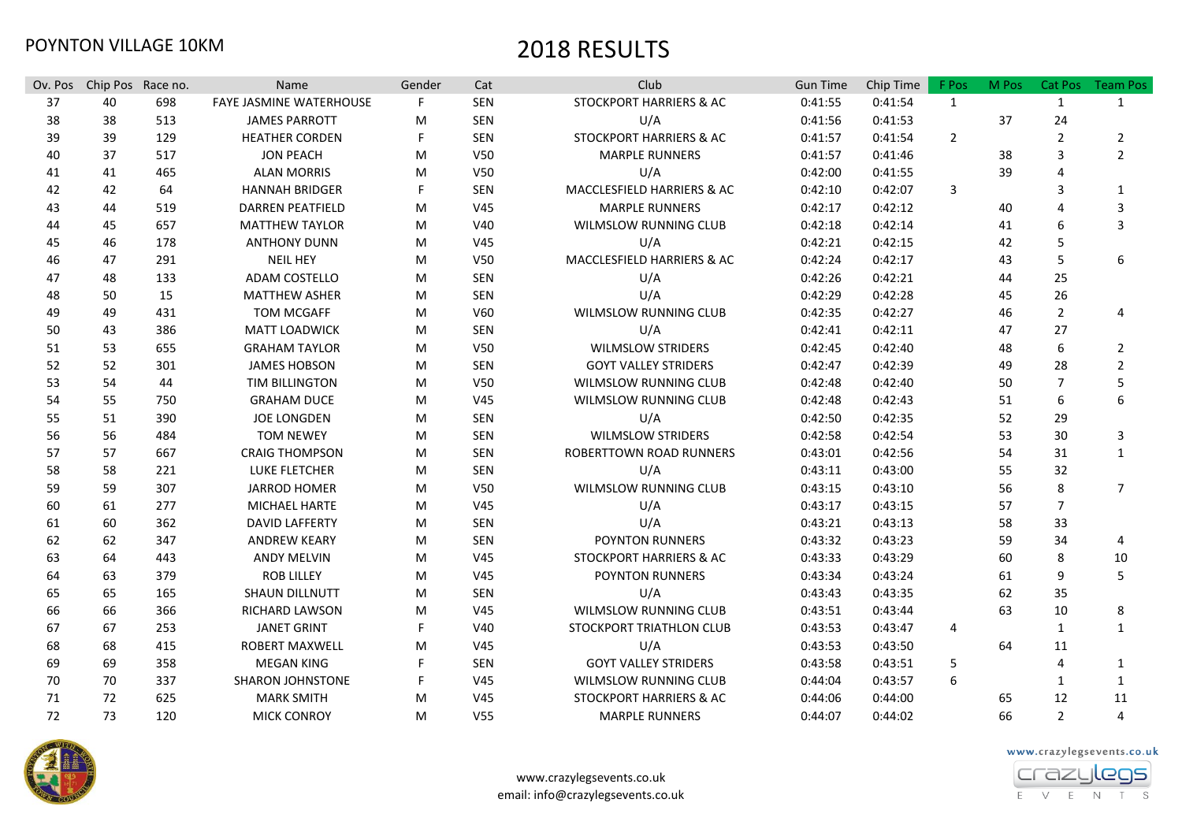POYNTON VILLAGE 10KM

# 2018 RESULTS

| Ov. Pos | Chip Pos | Race no. | Name | Gender | Cat | Club | Gun Time | Chip Time | F Pos | M Pos | Cat Pos | Team Pos |
|---|---|---|---|---|---|---|---|---|---|---|---|---|
| 37 | 40 | 698 | FAYE JASMINE WATERHOUSE | F | SEN | STOCKPORT HARRIERS & AC | 0:41:55 | 0:41:54 | 1 | | 1 | 1 |
| 38 | 38 | 513 | JAMES PARROTT | M | SEN | U/A | 0:41:56 | 0:41:53 | | 37 | 24 | |
| 39 | 39 | 129 | HEATHER CORDEN | F | SEN | STOCKPORT HARRIERS & AC | 0:41:57 | 0:41:54 | 2 | | 2 | 2 |
| 40 | 37 | 517 | JON PEACH | M | V50 | MARPLE RUNNERS | 0:41:57 | 0:41:46 | | 38 | 3 | 2 |
| 41 | 41 | 465 | ALAN MORRIS | M | V50 | U/A | 0:42:00 | 0:41:55 | | 39 | 4 | |
| 42 | 42 | 64 | HANNAH BRIDGER | F | SEN | MACCLESFIELD HARRIERS & AC | 0:42:10 | 0:42:07 | 3 | | 3 | 1 |
| 43 | 44 | 519 | DARREN PEATFIELD | M | V45 | MARPLE RUNNERS | 0:42:17 | 0:42:12 | | 40 | 4 | 3 |
| 44 | 45 | 657 | MATTHEW TAYLOR | M | V40 | WILMSLOW RUNNING CLUB | 0:42:18 | 0:42:14 | | 41 | 6 | 3 |
| 45 | 46 | 178 | ANTHONY DUNN | M | V45 | U/A | 0:42:21 | 0:42:15 | | 42 | 5 | |
| 46 | 47 | 291 | NEIL HEY | M | V50 | MACCLESFIELD HARRIERS & AC | 0:42:24 | 0:42:17 | | 43 | 5 | 6 |
| 47 | 48 | 133 | ADAM COSTELLO | M | SEN | U/A | 0:42:26 | 0:42:21 | | 44 | 25 | |
| 48 | 50 | 15 | MATTHEW ASHER | M | SEN | U/A | 0:42:29 | 0:42:28 | | 45 | 26 | |
| 49 | 49 | 431 | TOM MCGAFF | M | V60 | WILMSLOW RUNNING CLUB | 0:42:35 | 0:42:27 | | 46 | 2 | 4 |
| 50 | 43 | 386 | MATT LOADWICK | M | SEN | U/A | 0:42:41 | 0:42:11 | | 47 | 27 | |
| 51 | 53 | 655 | GRAHAM TAYLOR | M | V50 | WILMSLOW STRIDERS | 0:42:45 | 0:42:40 | | 48 | 6 | 2 |
| 52 | 52 | 301 | JAMES HOBSON | M | SEN | GOYT VALLEY STRIDERS | 0:42:47 | 0:42:39 | | 49 | 28 | 2 |
| 53 | 54 | 44 | TIM BILLINGTON | M | V50 | WILMSLOW RUNNING CLUB | 0:42:48 | 0:42:40 | | 50 | 7 | 5 |
| 54 | 55 | 750 | GRAHAM DUCE | M | V45 | WILMSLOW RUNNING CLUB | 0:42:48 | 0:42:43 | | 51 | 6 | 6 |
| 55 | 51 | 390 | JOE LONGDEN | M | SEN | U/A | 0:42:50 | 0:42:35 | | 52 | 29 | |
| 56 | 56 | 484 | TOM NEWEY | M | SEN | WILMSLOW STRIDERS | 0:42:58 | 0:42:54 | | 53 | 30 | 3 |
| 57 | 57 | 667 | CRAIG THOMPSON | M | SEN | ROBERTTOWN ROAD RUNNERS | 0:43:01 | 0:42:56 | | 54 | 31 | 1 |
| 58 | 58 | 221 | LUKE FLETCHER | M | SEN | U/A | 0:43:11 | 0:43:00 | | 55 | 32 | |
| 59 | 59 | 307 | JARROD HOMER | M | V50 | WILMSLOW RUNNING CLUB | 0:43:15 | 0:43:10 | | 56 | 8 | 7 |
| 60 | 61 | 277 | MICHAEL HARTE | M | V45 | U/A | 0:43:17 | 0:43:15 | | 57 | 7 | |
| 61 | 60 | 362 | DAVID LAFFERTY | M | SEN | U/A | 0:43:21 | 0:43:13 | | 58 | 33 | |
| 62 | 62 | 347 | ANDREW KEARY | M | SEN | POYNTON RUNNERS | 0:43:32 | 0:43:23 | | 59 | 34 | 4 |
| 63 | 64 | 443 | ANDY MELVIN | M | V45 | STOCKPORT HARRIERS & AC | 0:43:33 | 0:43:29 | | 60 | 8 | 10 |
| 64 | 63 | 379 | ROB LILLEY | M | V45 | POYNTON RUNNERS | 0:43:34 | 0:43:24 | | 61 | 9 | 5 |
| 65 | 65 | 165 | SHAUN DILLNUTT | M | SEN | U/A | 0:43:43 | 0:43:35 | | 62 | 35 | |
| 66 | 66 | 366 | RICHARD LAWSON | M | V45 | WILMSLOW RUNNING CLUB | 0:43:51 | 0:43:44 | | 63 | 10 | 8 |
| 67 | 67 | 253 | JANET GRINT | F | V40 | STOCKPORT TRIATHLON CLUB | 0:43:53 | 0:43:47 | 4 | | 1 | 1 |
| 68 | 68 | 415 | ROBERT MAXWELL | M | V45 | U/A | 0:43:53 | 0:43:50 | | 64 | 11 | |
| 69 | 69 | 358 | MEGAN KING | F | SEN | GOYT VALLEY STRIDERS | 0:43:58 | 0:43:51 | 5 | | 4 | 1 |
| 70 | 70 | 337 | SHARON JOHNSTONE | F | V45 | WILMSLOW RUNNING CLUB | 0:44:04 | 0:43:57 | 6 | | 1 | 1 |
| 71 | 72 | 625 | MARK SMITH | M | V45 | STOCKPORT HARRIERS & AC | 0:44:06 | 0:44:00 | | 65 | 12 | 11 |
| 72 | 73 | 120 | MICK CONROY | M | V55 | MARPLE RUNNERS | 0:44:07 | 0:44:02 | | 66 | 2 | 4 |

www.crazylegsevents.co.uk
email: info@crazylegsevents.co.uk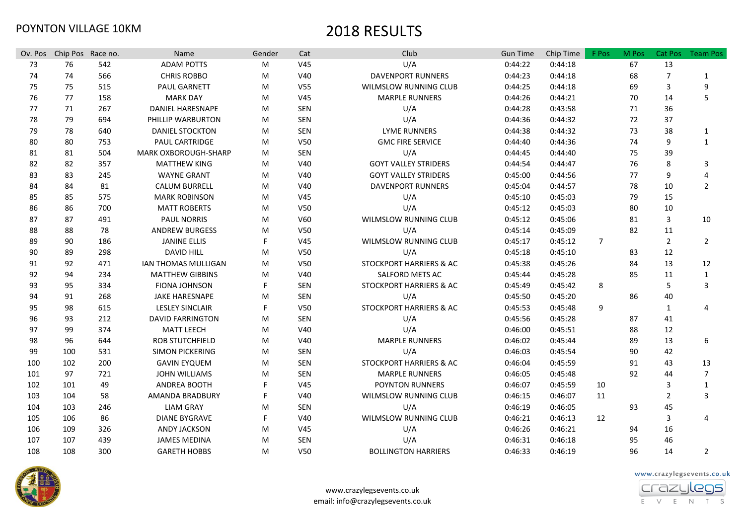POYNTON VILLAGE 10KM

# 2018 RESULTS

| Ov. Pos | Chip Pos | Race no. | Name | Gender | Cat | Club | Gun Time | Chip Time | F Pos | M Pos | Cat Pos | Team Pos |
|---|---|---|---|---|---|---|---|---|---|---|---|---|
| 73 | 76 | 542 | ADAM POTTS | M | V45 | U/A | 0:44:22 | 0:44:18 | | 67 | 13 | |
| 74 | 74 | 566 | CHRIS ROBBO | M | V40 | DAVENPORT RUNNERS | 0:44:23 | 0:44:18 | | 68 | 7 | 1 |
| 75 | 75 | 515 | PAUL GARNETT | M | V55 | WILMSLOW RUNNING CLUB | 0:44:25 | 0:44:18 | | 69 | 3 | 9 |
| 76 | 77 | 158 | MARK DAY | M | V45 | MARPLE RUNNERS | 0:44:26 | 0:44:21 | | 70 | 14 | 5 |
| 77 | 71 | 267 | DANIEL HARESNAPE | M | SEN | U/A | 0:44:28 | 0:43:58 | | 71 | 36 | |
| 78 | 79 | 694 | PHILLIP WARBURTON | M | SEN | U/A | 0:44:36 | 0:44:32 | | 72 | 37 | |
| 79 | 78 | 640 | DANIEL STOCKTON | M | SEN | LYME RUNNERS | 0:44:38 | 0:44:32 | | 73 | 38 | 1 |
| 80 | 80 | 753 | PAUL CARTRIDGE | M | V50 | GMC FIRE SERVICE | 0:44:40 | 0:44:36 | | 74 | 9 | 1 |
| 81 | 81 | 504 | MARK OXBOROUGH-SHARP | M | SEN | U/A | 0:44:45 | 0:44:40 | | 75 | 39 | |
| 82 | 82 | 357 | MATTHEW KING | M | V40 | GOYT VALLEY STRIDERS | 0:44:54 | 0:44:47 | | 76 | 8 | 3 |
| 83 | 83 | 245 | WAYNE GRANT | M | V40 | GOYT VALLEY STRIDERS | 0:45:00 | 0:44:56 | | 77 | 9 | 4 |
| 84 | 84 | 81 | CALUM BURRELL | M | V40 | DAVENPORT RUNNERS | 0:45:04 | 0:44:57 | | 78 | 10 | 2 |
| 85 | 85 | 575 | MARK ROBINSON | M | V45 | U/A | 0:45:10 | 0:45:03 | | 79 | 15 | |
| 86 | 86 | 700 | MATT ROBERTS | M | V50 | U/A | 0:45:12 | 0:45:03 | | 80 | 10 | |
| 87 | 87 | 491 | PAUL NORRIS | M | V60 | WILMSLOW RUNNING CLUB | 0:45:12 | 0:45:06 | | 81 | 3 | 10 |
| 88 | 88 | 78 | ANDREW BURGESS | M | V50 | U/A | 0:45:14 | 0:45:09 | | 82 | 11 | |
| 89 | 90 | 186 | JANINE ELLIS | F | V45 | WILMSLOW RUNNING CLUB | 0:45:17 | 0:45:12 | 7 | | 2 | 2 |
| 90 | 89 | 298 | DAVID HILL | M | V50 | U/A | 0:45:18 | 0:45:10 | | 83 | 12 | |
| 91 | 92 | 471 | IAN THOMAS MULLIGAN | M | V50 | STOCKPORT HARRIERS & AC | 0:45:38 | 0:45:26 | | 84 | 13 | 12 |
| 92 | 94 | 234 | MATTHEW GIBBINS | M | V40 | SALFORD METS AC | 0:45:44 | 0:45:28 | | 85 | 11 | 1 |
| 93 | 95 | 334 | FIONA JOHNSON | F | SEN | STOCKPORT HARRIERS & AC | 0:45:49 | 0:45:42 | 8 | | 5 | 3 |
| 94 | 91 | 268 | JAKE HARESNAPE | M | SEN | U/A | 0:45:50 | 0:45:20 | | 86 | 40 | |
| 95 | 98 | 615 | LESLEY SINCLAIR | F | V50 | STOCKPORT HARRIERS & AC | 0:45:53 | 0:45:48 | 9 | | 1 | 4 |
| 96 | 93 | 212 | DAVID FARRINGTON | M | SEN | U/A | 0:45:56 | 0:45:28 | | 87 | 41 | |
| 97 | 99 | 374 | MATT LEECH | M | V40 | U/A | 0:46:00 | 0:45:51 | | 88 | 12 | |
| 98 | 96 | 644 | ROB STUTCHFIELD | M | V40 | MARPLE RUNNERS | 0:46:02 | 0:45:44 | | 89 | 13 | 6 |
| 99 | 100 | 531 | SIMON PICKERING | M | SEN | U/A | 0:46:03 | 0:45:54 | | 90 | 42 | |
| 100 | 102 | 200 | GAVIN EYQUEM | M | SEN | STOCKPORT HARRIERS & AC | 0:46:04 | 0:45:59 | | 91 | 43 | 13 |
| 101 | 97 | 721 | JOHN WILLIAMS | M | SEN | MARPLE RUNNERS | 0:46:05 | 0:45:48 | | 92 | 44 | 7 |
| 102 | 101 | 49 | ANDREA BOOTH | F | V45 | POYNTON RUNNERS | 0:46:07 | 0:45:59 | 10 | | 3 | 1 |
| 103 | 104 | 58 | AMANDA BRADBURY | F | V40 | WILMSLOW RUNNING CLUB | 0:46:15 | 0:46:07 | 11 | | 2 | 3 |
| 104 | 103 | 246 | LIAM GRAY | M | SEN | U/A | 0:46:19 | 0:46:05 | | 93 | 45 | |
| 105 | 106 | 86 | DIANE BYGRAVE | F | V40 | WILMSLOW RUNNING CLUB | 0:46:21 | 0:46:13 | 12 | | 3 | 4 |
| 106 | 109 | 326 | ANDY JACKSON | M | V45 | U/A | 0:46:26 | 0:46:21 | | 94 | 16 | |
| 107 | 107 | 439 | JAMES MEDINA | M | SEN | U/A | 0:46:31 | 0:46:18 | | 95 | 46 | |
| 108 | 108 | 300 | GARETH HOBBS | M | V50 | BOLLINGTON HARRIERS | 0:46:33 | 0:46:19 | | 96 | 14 | 2 |

www.crazylegsevents.co.uk
email: info@crazylegsevents.co.uk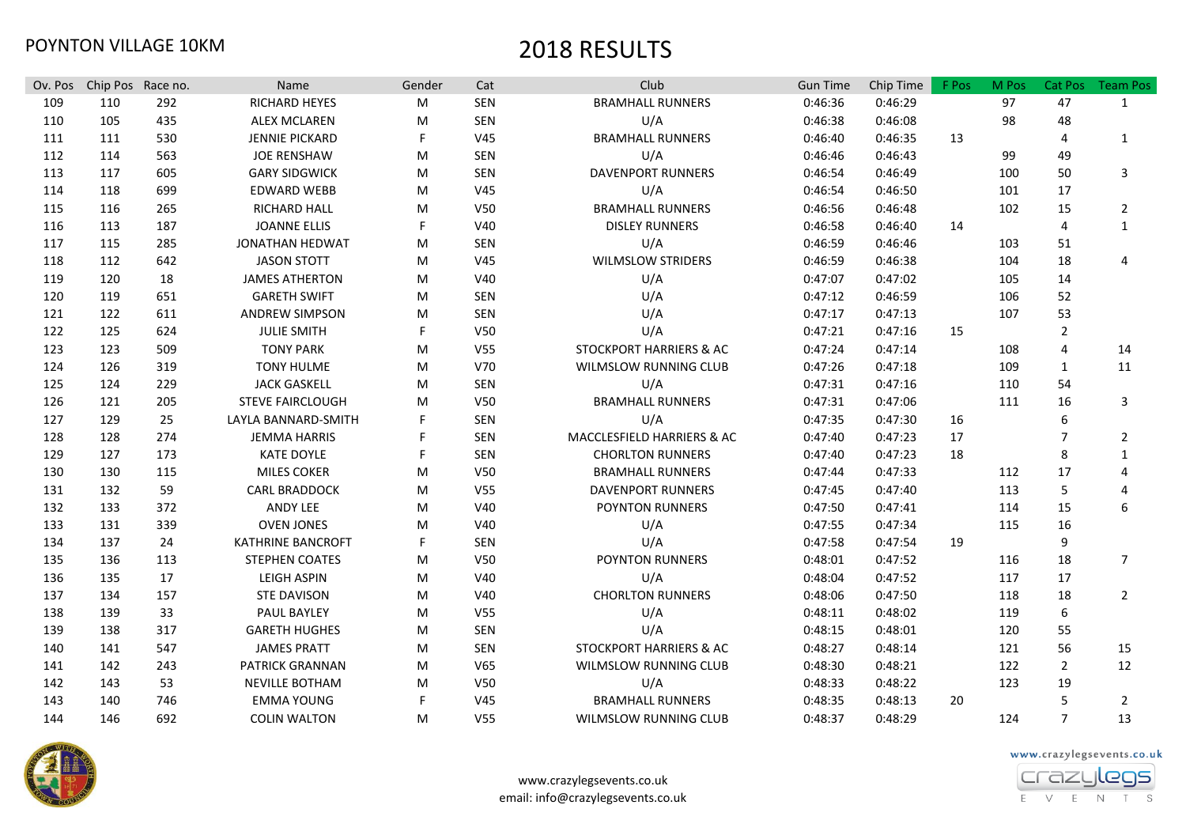POYNTON VILLAGE 10KM

# 2018 RESULTS

| Ov. Pos | Chip Pos | Race no. | Name | Gender | Cat | Club | Gun Time | Chip Time | F Pos | M Pos | Cat Pos | Team Pos |
|---|---|---|---|---|---|---|---|---|---|---|---|---|
| 109 | 110 | 292 | RICHARD HEYES | M | SEN | BRAMHALL RUNNERS | 0:46:36 | 0:46:29 | | 97 | 47 | 1 |
| 110 | 105 | 435 | ALEX MCLAREN | M | SEN | U/A | 0:46:38 | 0:46:08 | | 98 | 48 | |
| 111 | 111 | 530 | JENNIE PICKARD | F | V45 | BRAMHALL RUNNERS | 0:46:40 | 0:46:35 | 13 | | 4 | 1 |
| 112 | 114 | 563 | JOE RENSHAW | M | SEN | U/A | 0:46:46 | 0:46:43 | | 99 | 49 | |
| 113 | 117 | 605 | GARY SIDGWICK | M | SEN | DAVENPORT RUNNERS | 0:46:54 | 0:46:49 | | 100 | 50 | 3 |
| 114 | 118 | 699 | EDWARD WEBB | M | V45 | U/A | 0:46:54 | 0:46:50 | | 101 | 17 | |
| 115 | 116 | 265 | RICHARD HALL | M | V50 | BRAMHALL RUNNERS | 0:46:56 | 0:46:48 | | 102 | 15 | 2 |
| 116 | 113 | 187 | JOANNE ELLIS | F | V40 | DISLEY RUNNERS | 0:46:58 | 0:46:40 | 14 | | 4 | 1 |
| 117 | 115 | 285 | JONATHAN HEDWAT | M | SEN | U/A | 0:46:59 | 0:46:46 | | 103 | 51 | |
| 118 | 112 | 642 | JASON STOTT | M | V45 | WILMSLOW STRIDERS | 0:46:59 | 0:46:38 | | 104 | 18 | 4 |
| 119 | 120 | 18 | JAMES ATHERTON | M | V40 | U/A | 0:47:07 | 0:47:02 | | 105 | 14 | |
| 120 | 119 | 651 | GARETH SWIFT | M | SEN | U/A | 0:47:12 | 0:46:59 | | 106 | 52 | |
| 121 | 122 | 611 | ANDREW SIMPSON | M | SEN | U/A | 0:47:17 | 0:47:13 | | 107 | 53 | |
| 122 | 125 | 624 | JULIE SMITH | F | V50 | U/A | 0:47:21 | 0:47:16 | 15 | | 2 | |
| 123 | 123 | 509 | TONY PARK | M | V55 | STOCKPORT HARRIERS & AC | 0:47:24 | 0:47:14 | | 108 | 4 | 14 |
| 124 | 126 | 319 | TONY HULME | M | V70 | WILMSLOW RUNNING CLUB | 0:47:26 | 0:47:18 | | 109 | 1 | 11 |
| 125 | 124 | 229 | JACK GASKELL | M | SEN | U/A | 0:47:31 | 0:47:16 | | 110 | 54 | |
| 126 | 121 | 205 | STEVE FAIRCLOUGH | M | V50 | BRAMHALL RUNNERS | 0:47:31 | 0:47:06 | | 111 | 16 | 3 |
| 127 | 129 | 25 | LAYLA BANNARD-SMITH | F | SEN | U/A | 0:47:35 | 0:47:30 | 16 | | 6 | |
| 128 | 128 | 274 | JEMMA HARRIS | F | SEN | MACCLESFIELD HARRIERS & AC | 0:47:40 | 0:47:23 | 17 | | 7 | 2 |
| 129 | 127 | 173 | KATE DOYLE | F | SEN | CHORLTON RUNNERS | 0:47:40 | 0:47:23 | 18 | | 8 | 1 |
| 130 | 130 | 115 | MILES COKER | M | V50 | BRAMHALL RUNNERS | 0:47:44 | 0:47:33 | | 112 | 17 | 4 |
| 131 | 132 | 59 | CARL BRADDOCK | M | V55 | DAVENPORT RUNNERS | 0:47:45 | 0:47:40 | | 113 | 5 | 4 |
| 132 | 133 | 372 | ANDY LEE | M | V40 | POYNTON RUNNERS | 0:47:50 | 0:47:41 | | 114 | 15 | 6 |
| 133 | 131 | 339 | OVEN JONES | M | V40 | U/A | 0:47:55 | 0:47:34 | | 115 | 16 | |
| 134 | 137 | 24 | KATHRINE BANCROFT | F | SEN | U/A | 0:47:58 | 0:47:54 | 19 | | 9 | |
| 135 | 136 | 113 | STEPHEN COATES | M | V50 | POYNTON RUNNERS | 0:48:01 | 0:47:52 | | 116 | 18 | 7 |
| 136 | 135 | 17 | LEIGH ASPIN | M | V40 | U/A | 0:48:04 | 0:47:52 | | 117 | 17 | |
| 137 | 134 | 157 | STE DAVISON | M | V40 | CHORLTON RUNNERS | 0:48:06 | 0:47:50 | | 118 | 18 | 2 |
| 138 | 139 | 33 | PAUL BAYLEY | M | V55 | U/A | 0:48:11 | 0:48:02 | | 119 | 6 | |
| 139 | 138 | 317 | GARETH HUGHES | M | SEN | U/A | 0:48:15 | 0:48:01 | | 120 | 55 | |
| 140 | 141 | 547 | JAMES PRATT | M | SEN | STOCKPORT HARRIERS & AC | 0:48:27 | 0:48:14 | | 121 | 56 | 15 |
| 141 | 142 | 243 | PATRICK GRANNAN | M | V65 | WILMSLOW RUNNING CLUB | 0:48:30 | 0:48:21 | | 122 | 2 | 12 |
| 142 | 143 | 53 | NEVILLE BOTHAM | M | V50 | U/A | 0:48:33 | 0:48:22 | | 123 | 19 | |
| 143 | 140 | 746 | EMMA YOUNG | F | V45 | BRAMHALL RUNNERS | 0:48:35 | 0:48:13 | 20 | | 5 | 2 |
| 144 | 146 | 692 | COLIN WALTON | M | V55 | WILMSLOW RUNNING CLUB | 0:48:37 | 0:48:29 | | 124 | 7 | 13 |

www.crazylegsevents.co.uk
email: info@crazylegsevents.co.uk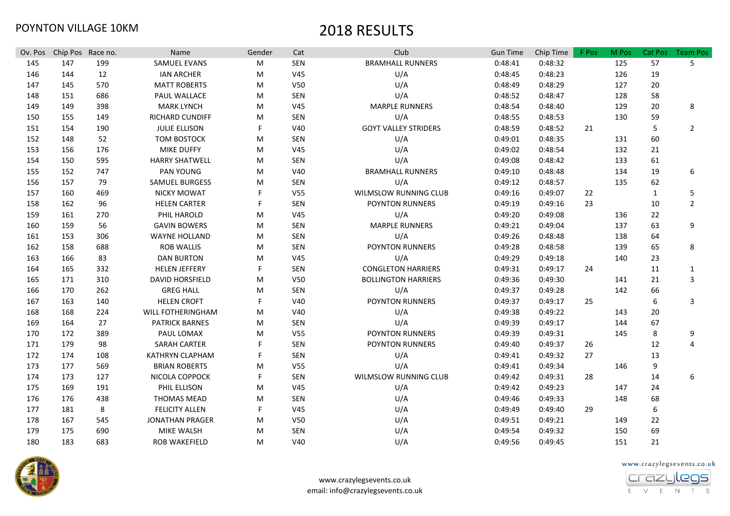POYNTON VILLAGE 10KM

# 2018 RESULTS

| Ov. Pos | Chip Pos | Race no. | Name | Gender | Cat | Club | Gun Time | Chip Time | F Pos | M Pos | Cat Pos | Team Pos |
|---|---|---|---|---|---|---|---|---|---|---|---|---|
| 145 | 147 | 199 | SAMUEL EVANS | M | SEN | BRAMHALL RUNNERS | 0:48:41 | 0:48:32 | | 125 | 57 | 5 |
| 146 | 144 | 12 | IAN ARCHER | M | V45 | U/A | 0:48:45 | 0:48:23 | | 126 | 19 | |
| 147 | 145 | 570 | MATT ROBERTS | M | V50 | U/A | 0:48:49 | 0:48:29 | | 127 | 20 | |
| 148 | 151 | 686 | PAUL WALLACE | M | SEN | U/A | 0:48:52 | 0:48:47 | | 128 | 58 | |
| 149 | 149 | 398 | MARK LYNCH | M | V45 | MARPLE RUNNERS | 0:48:54 | 0:48:40 | | 129 | 20 | 8 |
| 150 | 155 | 149 | RICHARD CUNDIFF | M | SEN | U/A | 0:48:55 | 0:48:53 | | 130 | 59 | |
| 151 | 154 | 190 | JULIE ELLISON | F | V40 | GOYT VALLEY STRIDERS | 0:48:59 | 0:48:52 | 21 | | 5 | 2 |
| 152 | 148 | 52 | TOM BOSTOCK | M | SEN | U/A | 0:49:01 | 0:48:35 | | 131 | 60 | |
| 153 | 156 | 176 | MIKE DUFFY | M | V45 | U/A | 0:49:02 | 0:48:54 | | 132 | 21 | |
| 154 | 150 | 595 | HARRY SHATWELL | M | SEN | U/A | 0:49:08 | 0:48:42 | | 133 | 61 | |
| 155 | 152 | 747 | PAN YOUNG | M | V40 | BRAMHALL RUNNERS | 0:49:10 | 0:48:48 | | 134 | 19 | 6 |
| 156 | 157 | 79 | SAMUEL BURGESS | M | SEN | U/A | 0:49:12 | 0:48:57 | | 135 | 62 | |
| 157 | 160 | 469 | NICKY MOWAT | F | V55 | WILMSLOW RUNNING CLUB | 0:49:16 | 0:49:07 | 22 | | 1 | 5 |
| 158 | 162 | 96 | HELEN CARTER | F | SEN | POYNTON RUNNERS | 0:49:19 | 0:49:16 | 23 | | 10 | 2 |
| 159 | 161 | 270 | PHIL HAROLD | M | V45 | U/A | 0:49:20 | 0:49:08 | | 136 | 22 | |
| 160 | 159 | 56 | GAVIN BOWERS | M | SEN | MARPLE RUNNERS | 0:49:21 | 0:49:04 | | 137 | 63 | 9 |
| 161 | 153 | 306 | WAYNE HOLLAND | M | SEN | U/A | 0:49:26 | 0:48:48 | | 138 | 64 | |
| 162 | 158 | 688 | ROB WALLIS | M | SEN | POYNTON RUNNERS | 0:49:28 | 0:48:58 | | 139 | 65 | 8 |
| 163 | 166 | 83 | DAN BURTON | M | V45 | U/A | 0:49:29 | 0:49:18 | | 140 | 23 | |
| 164 | 165 | 332 | HELEN JEFFERY | F | SEN | CONGLETON HARRIERS | 0:49:31 | 0:49:17 | 24 | | 11 | 1 |
| 165 | 171 | 310 | DAVID HORSFIELD | M | V50 | BOLLINGTON HARRIERS | 0:49:36 | 0:49:30 | | 141 | 21 | 3 |
| 166 | 170 | 262 | GREG HALL | M | SEN | U/A | 0:49:37 | 0:49:28 | | 142 | 66 | |
| 167 | 163 | 140 | HELEN CROFT | F | V40 | POYNTON RUNNERS | 0:49:37 | 0:49:17 | 25 | | 6 | 3 |
| 168 | 168 | 224 | WILL FOTHERINGHAM | M | V40 | U/A | 0:49:38 | 0:49:22 | | 143 | 20 | |
| 169 | 164 | 27 | PATRICK BARNES | M | SEN | U/A | 0:49:39 | 0:49:17 | | 144 | 67 | |
| 170 | 172 | 389 | PAUL LOMAX | M | V55 | POYNTON RUNNERS | 0:49:39 | 0:49:31 | | 145 | 8 | 9 |
| 171 | 179 | 98 | SARAH CARTER | F | SEN | POYNTON RUNNERS | 0:49:40 | 0:49:37 | 26 | | 12 | 4 |
| 172 | 174 | 108 | KATHRYN CLAPHAM | F | SEN | U/A | 0:49:41 | 0:49:32 | 27 | | 13 | |
| 173 | 177 | 569 | BRIAN ROBERTS | M | V55 | U/A | 0:49:41 | 0:49:34 | | 146 | 9 | |
| 174 | 173 | 127 | NICOLA COPPOCK | F | SEN | WILMSLOW RUNNING CLUB | 0:49:42 | 0:49:31 | 28 | | 14 | 6 |
| 175 | 169 | 191 | PHIL ELLISON | M | V45 | U/A | 0:49:42 | 0:49:23 | | 147 | 24 | |
| 176 | 176 | 438 | THOMAS MEAD | M | SEN | U/A | 0:49:46 | 0:49:33 | | 148 | 68 | |
| 177 | 181 | 8 | FELICITY ALLEN | F | V45 | U/A | 0:49:49 | 0:49:40 | 29 | | 6 | |
| 178 | 167 | 545 | JONATHAN PRAGER | M | V50 | U/A | 0:49:51 | 0:49:21 | | 149 | 22 | |
| 179 | 175 | 690 | MIKE WALSH | M | SEN | U/A | 0:49:54 | 0:49:32 | | 150 | 69 | |
| 180 | 183 | 683 | ROB WAKEFIELD | M | V40 | U/A | 0:49:56 | 0:49:45 | | 151 | 21 | |

www.crazylegsevents.co.uk
email: info@crazylegsevents.co.uk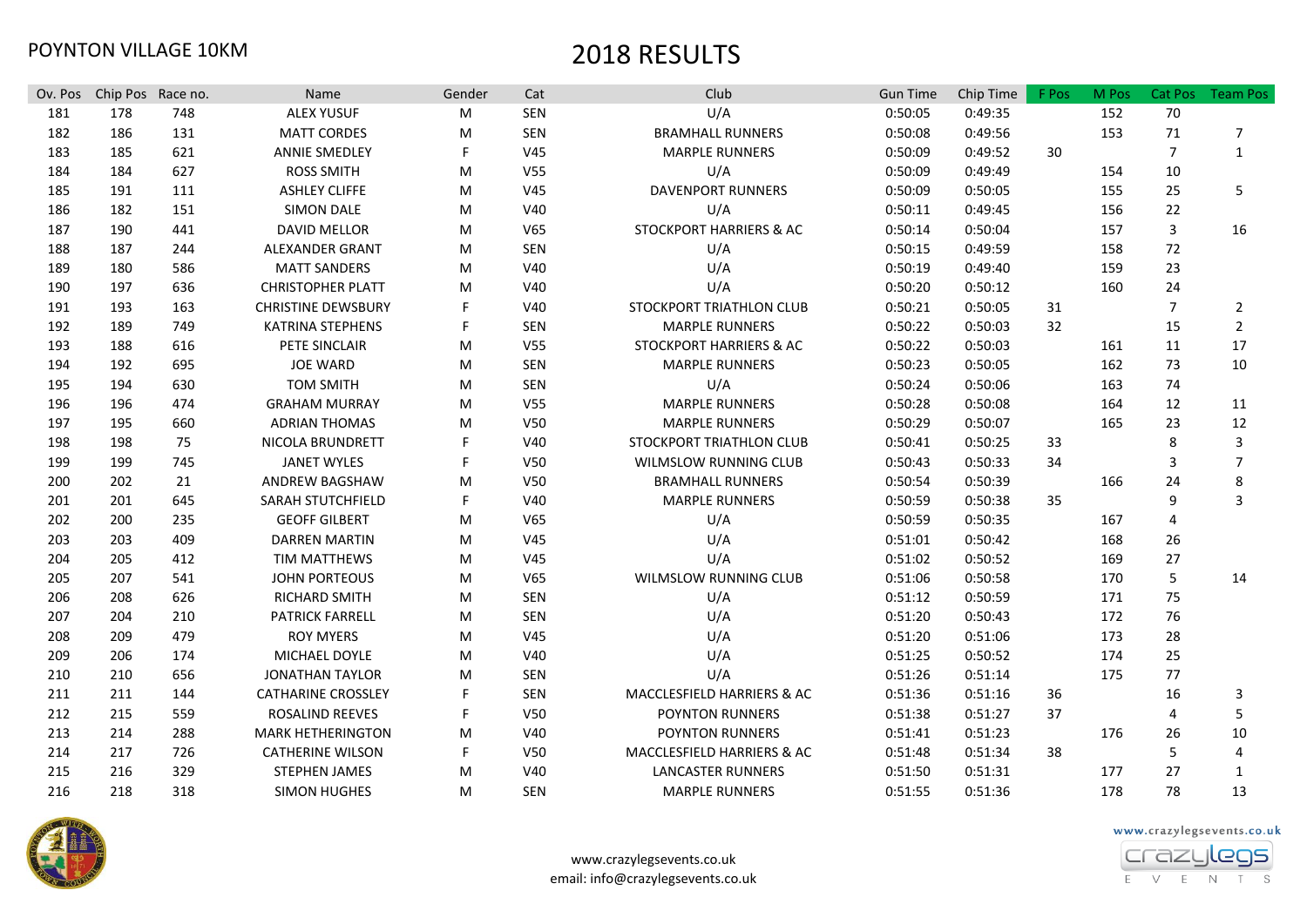POYNTON VILLAGE 10KM

# 2018 RESULTS

| Ov. Pos | Chip Pos | Race no. | Name | Gender | Cat | Club | Gun Time | Chip Time | F Pos | M Pos | Cat Pos | Team Pos |
|---|---|---|---|---|---|---|---|---|---|---|---|---|
| 181 | 178 | 748 | ALEX YUSUF | M | SEN | U/A | 0:50:05 | 0:49:35 | | 152 | 70 | |
| 182 | 186 | 131 | MATT CORDES | M | SEN | BRAMHALL RUNNERS | 0:50:08 | 0:49:56 | | 153 | 71 | 7 |
| 183 | 185 | 621 | ANNIE SMEDLEY | F | V45 | MARPLE RUNNERS | 0:50:09 | 0:49:52 | 30 | | 7 | 1 |
| 184 | 184 | 627 | ROSS SMITH | M | V55 | U/A | 0:50:09 | 0:49:49 | | 154 | 10 | |
| 185 | 191 | 111 | ASHLEY CLIFFE | M | V45 | DAVENPORT RUNNERS | 0:50:09 | 0:50:05 | | 155 | 25 | 5 |
| 186 | 182 | 151 | SIMON DALE | M | V40 | U/A | 0:50:11 | 0:49:45 | | 156 | 22 | |
| 187 | 190 | 441 | DAVID MELLOR | M | V65 | STOCKPORT HARRIERS & AC | 0:50:14 | 0:50:04 | | 157 | 3 | 16 |
| 188 | 187 | 244 | ALEXANDER GRANT | M | SEN | U/A | 0:50:15 | 0:49:59 | | 158 | 72 | |
| 189 | 180 | 586 | MATT SANDERS | M | V40 | U/A | 0:50:19 | 0:49:40 | | 159 | 23 | |
| 190 | 197 | 636 | CHRISTOPHER PLATT | M | V40 | U/A | 0:50:20 | 0:50:12 | | 160 | 24 | |
| 191 | 193 | 163 | CHRISTINE DEWSBURY | F | V40 | STOCKPORT TRIATHLON CLUB | 0:50:21 | 0:50:05 | 31 | | 7 | 2 |
| 192 | 189 | 749 | KATRINA STEPHENS | F | SEN | MARPLE RUNNERS | 0:50:22 | 0:50:03 | 32 | | 15 | 2 |
| 193 | 188 | 616 | PETE SINCLAIR | M | V55 | STOCKPORT HARRIERS & AC | 0:50:22 | 0:50:03 | | 161 | 11 | 17 |
| 194 | 192 | 695 | JOE WARD | M | SEN | MARPLE RUNNERS | 0:50:23 | 0:50:05 | | 162 | 73 | 10 |
| 195 | 194 | 630 | TOM SMITH | M | SEN | U/A | 0:50:24 | 0:50:06 | | 163 | 74 | |
| 196 | 196 | 474 | GRAHAM MURRAY | M | V55 | MARPLE RUNNERS | 0:50:28 | 0:50:08 | | 164 | 12 | 11 |
| 197 | 195 | 660 | ADRIAN THOMAS | M | V50 | MARPLE RUNNERS | 0:50:29 | 0:50:07 | | 165 | 23 | 12 |
| 198 | 198 | 75 | NICOLA BRUNDRETT | F | V40 | STOCKPORT TRIATHLON CLUB | 0:50:41 | 0:50:25 | 33 | | 8 | 3 |
| 199 | 199 | 745 | JANET WYLES | F | V50 | WILMSLOW RUNNING CLUB | 0:50:43 | 0:50:33 | 34 | | 3 | 7 |
| 200 | 202 | 21 | ANDREW BAGSHAW | M | V50 | BRAMHALL RUNNERS | 0:50:54 | 0:50:39 | | 166 | 24 | 8 |
| 201 | 201 | 645 | SARAH STUTCHFIELD | F | V40 | MARPLE RUNNERS | 0:50:59 | 0:50:38 | 35 | | 9 | 3 |
| 202 | 200 | 235 | GEOFF GILBERT | M | V65 | U/A | 0:50:59 | 0:50:35 | | 167 | 4 | |
| 203 | 203 | 409 | DARREN MARTIN | M | V45 | U/A | 0:51:01 | 0:50:42 | | 168 | 26 | |
| 204 | 205 | 412 | TIM MATTHEWS | M | V45 | U/A | 0:51:02 | 0:50:52 | | 169 | 27 | |
| 205 | 207 | 541 | JOHN PORTEOUS | M | V65 | WILMSLOW RUNNING CLUB | 0:51:06 | 0:50:58 | | 170 | 5 | 14 |
| 206 | 208 | 626 | RICHARD SMITH | M | SEN | U/A | 0:51:12 | 0:50:59 | | 171 | 75 | |
| 207 | 204 | 210 | PATRICK FARRELL | M | SEN | U/A | 0:51:20 | 0:50:43 | | 172 | 76 | |
| 208 | 209 | 479 | ROY MYERS | M | V45 | U/A | 0:51:20 | 0:51:06 | | 173 | 28 | |
| 209 | 206 | 174 | MICHAEL DOYLE | M | V40 | U/A | 0:51:25 | 0:50:52 | | 174 | 25 | |
| 210 | 210 | 656 | JONATHAN TAYLOR | M | SEN | U/A | 0:51:26 | 0:51:14 | | 175 | 77 | |
| 211 | 211 | 144 | CATHARINE CROSSLEY | F | SEN | MACCLESFIELD HARRIERS & AC | 0:51:36 | 0:51:16 | 36 | | 16 | 3 |
| 212 | 215 | 559 | ROSALIND REEVES | F | V50 | POYNTON RUNNERS | 0:51:38 | 0:51:27 | 37 | | 4 | 5 |
| 213 | 214 | 288 | MARK HETHERINGTON | M | V40 | POYNTON RUNNERS | 0:51:41 | 0:51:23 | | 176 | 26 | 10 |
| 214 | 217 | 726 | CATHERINE WILSON | F | V50 | MACCLESFIELD HARRIERS & AC | 0:51:48 | 0:51:34 | 38 | | 5 | 4 |
| 215 | 216 | 329 | STEPHEN JAMES | M | V40 | LANCASTER RUNNERS | 0:51:50 | 0:51:31 | | 177 | 27 | 1 |
| 216 | 218 | 318 | SIMON HUGHES | M | SEN | MARPLE RUNNERS | 0:51:55 | 0:51:36 | | 178 | 78 | 13 |

www.crazylegsevents.co.uk
email: info@crazylegsevents.co.uk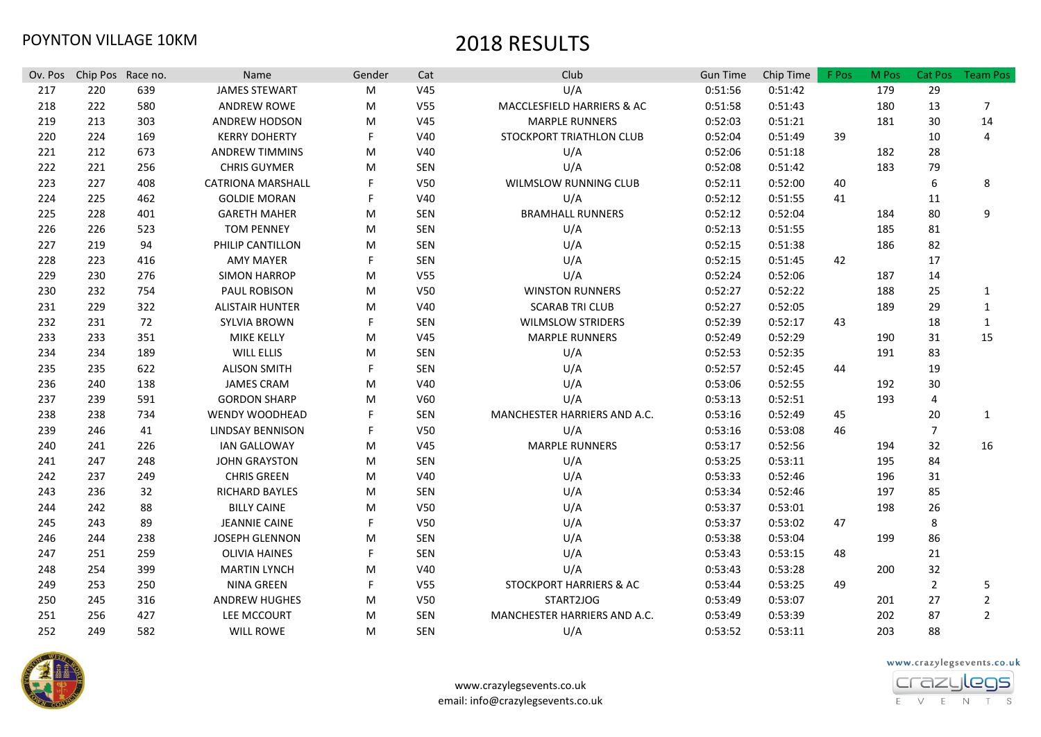POYNTON VILLAGE 10KM

# 2018 RESULTS

| Ov. Pos | Chip Pos | Race no. | Name | Gender | Cat | Club | Gun Time | Chip Time | F Pos | M Pos | Cat Pos | Team Pos |
|---|---|---|---|---|---|---|---|---|---|---|---|---|
| 217 | 220 | 639 | JAMES STEWART | M | V45 | U/A | 0:51:56 | 0:51:42 | | 179 | 29 | |
| 218 | 222 | 580 | ANDREW ROWE | M | V55 | MACCLESFIELD HARRIERS & AC | 0:51:58 | 0:51:43 | | 180 | 13 | 7 |
| 219 | 213 | 303 | ANDREW HODSON | M | V45 | MARPLE RUNNERS | 0:52:03 | 0:51:21 | | 181 | 30 | 14 |
| 220 | 224 | 169 | KERRY DOHERTY | F | V40 | STOCKPORT TRIATHLON CLUB | 0:52:04 | 0:51:49 | 39 | | 10 | 4 |
| 221 | 212 | 673 | ANDREW TIMMINS | M | V40 | U/A | 0:52:06 | 0:51:18 | | 182 | 28 | |
| 222 | 221 | 256 | CHRIS GUYMER | M | SEN | U/A | 0:52:08 | 0:51:42 | | 183 | 79 | |
| 223 | 227 | 408 | CATRIONA MARSHALL | F | V50 | WILMSLOW RUNNING CLUB | 0:52:11 | 0:52:00 | 40 | | 6 | 8 |
| 224 | 225 | 462 | GOLDIE MORAN | F | V40 | U/A | 0:52:12 | 0:51:55 | 41 | | 11 | |
| 225 | 228 | 401 | GARETH MAHER | M | SEN | BRAMHALL RUNNERS | 0:52:12 | 0:52:04 | | 184 | 80 | 9 |
| 226 | 226 | 523 | TOM PENNEY | M | SEN | U/A | 0:52:13 | 0:51:55 | | 185 | 81 | |
| 227 | 219 | 94 | PHILIP CANTILLON | M | SEN | U/A | 0:52:15 | 0:51:38 | | 186 | 82 | |
| 228 | 223 | 416 | AMY MAYER | F | SEN | U/A | 0:52:15 | 0:51:45 | 42 | | 17 | |
| 229 | 230 | 276 | SIMON HARROP | M | V55 | U/A | 0:52:24 | 0:52:06 | | 187 | 14 | |
| 230 | 232 | 754 | PAUL ROBISON | M | V50 | WINSTON RUNNERS | 0:52:27 | 0:52:22 | | 188 | 25 | 1 |
| 231 | 229 | 322 | ALISTAIR HUNTER | M | V40 | SCARAB TRI CLUB | 0:52:27 | 0:52:05 | | 189 | 29 | 1 |
| 232 | 231 | 72 | SYLVIA BROWN | F | SEN | WILMSLOW STRIDERS | 0:52:39 | 0:52:17 | 43 | | 18 | 1 |
| 233 | 233 | 351 | MIKE KELLY | M | V45 | MARPLE RUNNERS | 0:52:49 | 0:52:29 | | 190 | 31 | 15 |
| 234 | 234 | 189 | WILL ELLIS | M | SEN | U/A | 0:52:53 | 0:52:35 | | 191 | 83 | |
| 235 | 235 | 622 | ALISON SMITH | F | SEN | U/A | 0:52:57 | 0:52:45 | 44 | | 19 | |
| 236 | 240 | 138 | JAMES CRAM | M | V40 | U/A | 0:53:06 | 0:52:55 | | 192 | 30 | |
| 237 | 239 | 591 | GORDON SHARP | M | V60 | U/A | 0:53:13 | 0:52:51 | | 193 | 4 | |
| 238 | 238 | 734 | WENDY WOODHEAD | F | SEN | MANCHESTER HARRIERS AND A.C. | 0:53:16 | 0:52:49 | 45 | | 20 | 1 |
| 239 | 246 | 41 | LINDSAY BENNISON | F | V50 | U/A | 0:53:16 | 0:53:08 | 46 | | 7 | |
| 240 | 241 | 226 | IAN GALLOWAY | M | V45 | MARPLE RUNNERS | 0:53:17 | 0:52:56 | | 194 | 32 | 16 |
| 241 | 247 | 248 | JOHN GRAYSTON | M | SEN | U/A | 0:53:25 | 0:53:11 | | 195 | 84 | |
| 242 | 237 | 249 | CHRIS GREEN | M | V40 | U/A | 0:53:33 | 0:52:46 | | 196 | 31 | |
| 243 | 236 | 32 | RICHARD BAYLES | M | SEN | U/A | 0:53:34 | 0:52:46 | | 197 | 85 | |
| 244 | 242 | 88 | BILLY CAINE | M | V50 | U/A | 0:53:37 | 0:53:01 | | 198 | 26 | |
| 245 | 243 | 89 | JEANNIE CAINE | F | V50 | U/A | 0:53:37 | 0:53:02 | 47 | | 8 | |
| 246 | 244 | 238 | JOSEPH GLENNON | M | SEN | U/A | 0:53:38 | 0:53:04 | | 199 | 86 | |
| 247 | 251 | 259 | OLIVIA HAINES | F | SEN | U/A | 0:53:43 | 0:53:15 | 48 | | 21 | |
| 248 | 254 | 399 | MARTIN LYNCH | M | V40 | U/A | 0:53:43 | 0:53:28 | | 200 | 32 | |
| 249 | 253 | 250 | NINA GREEN | F | V55 | STOCKPORT HARRIERS & AC | 0:53:44 | 0:53:25 | 49 | | 2 | 5 |
| 250 | 245 | 316 | ANDREW HUGHES | M | V50 | START2JOG | 0:53:49 | 0:53:07 | | 201 | 27 | 2 |
| 251 | 256 | 427 | LEE MCCOURT | M | SEN | MANCHESTER HARRIERS AND A.C. | 0:53:49 | 0:53:39 | | 202 | 87 | 2 |
| 252 | 249 | 582 | WILL ROWE | M | SEN | U/A | 0:53:52 | 0:53:11 | | 203 | 88 | |

www.crazylegsevents.co.uk
email: info@crazylegsevents.co.uk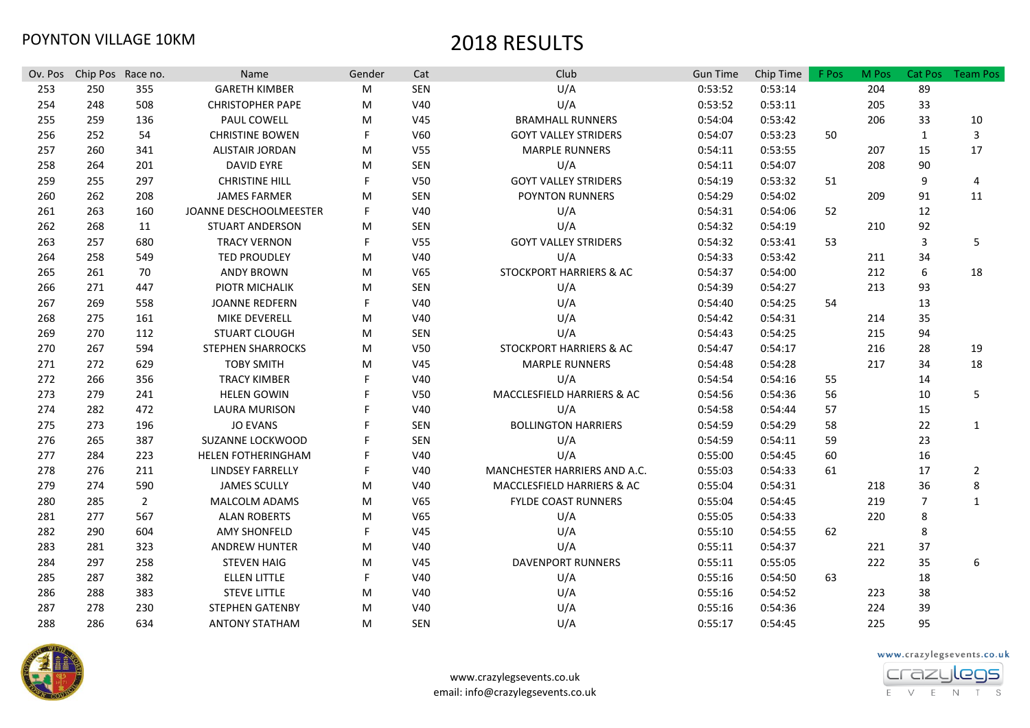POYNTON VILLAGE 10KM

# 2018 RESULTS

| Ov. Pos | Chip Pos | Race no. | Name | Gender | Cat | Club | Gun Time | Chip Time | F Pos | M Pos | Cat Pos | Team Pos |
|---|---|---|---|---|---|---|---|---|---|---|---|---|
| 253 | 250 | 355 | GARETH KIMBER | M | SEN | U/A | 0:53:52 | 0:53:14 | | 204 | 89 | |
| 254 | 248 | 508 | CHRISTOPHER PAPE | M | V40 | U/A | 0:53:52 | 0:53:11 | | 205 | 33 | |
| 255 | 259 | 136 | PAUL COWELL | M | V45 | BRAMHALL RUNNERS | 0:54:04 | 0:53:42 | | 206 | 33 | 10 |
| 256 | 252 | 54 | CHRISTINE BOWEN | F | V60 | GOYT VALLEY STRIDERS | 0:54:07 | 0:53:23 | 50 | | 1 | 3 |
| 257 | 260 | 341 | ALISTAIR JORDAN | M | V55 | MARPLE RUNNERS | 0:54:11 | 0:53:55 | | 207 | 15 | 17 |
| 258 | 264 | 201 | DAVID EYRE | M | SEN | U/A | 0:54:11 | 0:54:07 | | 208 | 90 | |
| 259 | 255 | 297 | CHRISTINE HILL | F | V50 | GOYT VALLEY STRIDERS | 0:54:19 | 0:53:32 | 51 | | 9 | 4 |
| 260 | 262 | 208 | JAMES FARMER | M | SEN | POYNTON RUNNERS | 0:54:29 | 0:54:02 | | 209 | 91 | 11 |
| 261 | 263 | 160 | JOANNE DESCHOOLMEESTER | F | V40 | U/A | 0:54:31 | 0:54:06 | 52 | | 12 | |
| 262 | 268 | 11 | STUART ANDERSON | M | SEN | U/A | 0:54:32 | 0:54:19 | | 210 | 92 | |
| 263 | 257 | 680 | TRACY VERNON | F | V55 | GOYT VALLEY STRIDERS | 0:54:32 | 0:53:41 | 53 | | 3 | 5 |
| 264 | 258 | 549 | TED PROUDLEY | M | V40 | U/A | 0:54:33 | 0:53:42 | | 211 | 34 | |
| 265 | 261 | 70 | ANDY BROWN | M | V65 | STOCKPORT HARRIERS & AC | 0:54:37 | 0:54:00 | | 212 | 6 | 18 |
| 266 | 271 | 447 | PIOTR MICHALIK | M | SEN | U/A | 0:54:39 | 0:54:27 | | 213 | 93 | |
| 267 | 269 | 558 | JOANNE REDFERN | F | V40 | U/A | 0:54:40 | 0:54:25 | 54 | | 13 | |
| 268 | 275 | 161 | MIKE DEVERELL | M | V40 | U/A | 0:54:42 | 0:54:31 | | 214 | 35 | |
| 269 | 270 | 112 | STUART CLOUGH | M | SEN | U/A | 0:54:43 | 0:54:25 | | 215 | 94 | |
| 270 | 267 | 594 | STEPHEN SHARROCKS | M | V50 | STOCKPORT HARRIERS & AC | 0:54:47 | 0:54:17 | | 216 | 28 | 19 |
| 271 | 272 | 629 | TOBY SMITH | M | V45 | MARPLE RUNNERS | 0:54:48 | 0:54:28 | | 217 | 34 | 18 |
| 272 | 266 | 356 | TRACY KIMBER | F | V40 | U/A | 0:54:54 | 0:54:16 | 55 | | 14 | |
| 273 | 279 | 241 | HELEN GOWIN | F | V50 | MACCLESFIELD HARRIERS & AC | 0:54:56 | 0:54:36 | 56 | | 10 | 5 |
| 274 | 282 | 472 | LAURA MURISON | F | V40 | U/A | 0:54:58 | 0:54:44 | 57 | | 15 | |
| 275 | 273 | 196 | JO EVANS | F | SEN | BOLLINGTON HARRIERS | 0:54:59 | 0:54:29 | 58 | | 22 | 1 |
| 276 | 265 | 387 | SUZANNE LOCKWOOD | F | SEN | U/A | 0:54:59 | 0:54:11 | 59 | | 23 | |
| 277 | 284 | 223 | HELEN FOTHERINGHAM | F | V40 | U/A | 0:55:00 | 0:54:45 | 60 | | 16 | |
| 278 | 276 | 211 | LINDSEY FARRELLY | F | V40 | MANCHESTER HARRIERS AND A.C. | 0:55:03 | 0:54:33 | 61 | | 17 | 2 |
| 279 | 274 | 590 | JAMES SCULLY | M | V40 | MACCLESFIELD HARRIERS & AC | 0:55:04 | 0:54:31 | | 218 | 36 | 8 |
| 280 | 285 | 2 | MALCOLM ADAMS | M | V65 | FYLDE COAST RUNNERS | 0:55:04 | 0:54:45 | | 219 | 7 | 1 |
| 281 | 277 | 567 | ALAN ROBERTS | M | V65 | U/A | 0:55:05 | 0:54:33 | | 220 | 8 | |
| 282 | 290 | 604 | AMY SHONFELD | F | V45 | U/A | 0:55:10 | 0:54:55 | 62 | | 8 | |
| 283 | 281 | 323 | ANDREW HUNTER | M | V40 | U/A | 0:55:11 | 0:54:37 | | 221 | 37 | |
| 284 | 297 | 258 | STEVEN HAIG | M | V45 | DAVENPORT RUNNERS | 0:55:11 | 0:55:05 | | 222 | 35 | 6 |
| 285 | 287 | 382 | ELLEN LITTLE | F | V40 | U/A | 0:55:16 | 0:54:50 | 63 | | 18 | |
| 286 | 288 | 383 | STEVE LITTLE | M | V40 | U/A | 0:55:16 | 0:54:52 | | 223 | 38 | |
| 287 | 278 | 230 | STEPHEN GATENBY | M | V40 | U/A | 0:55:16 | 0:54:36 | | 224 | 39 | |
| 288 | 286 | 634 | ANTONY STATHAM | M | SEN | U/A | 0:55:17 | 0:54:45 | | 225 | 95 | |

www.crazylegsevents.co.uk
email: info@crazylegsevents.co.uk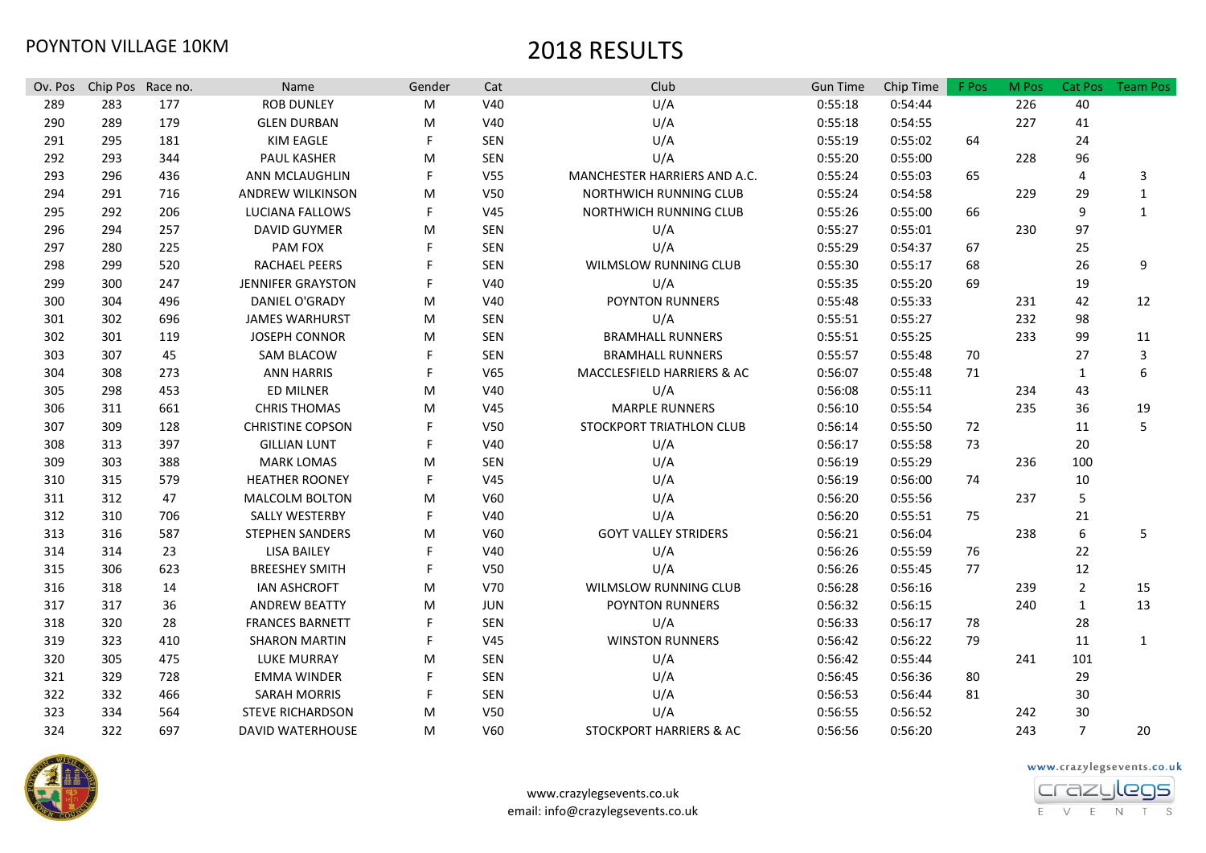POYNTON VILLAGE 10KM

# 2018 RESULTS

| Ov. Pos | Chip Pos | Race no. | Name | Gender | Cat | Club | Gun Time | Chip Time | F Pos | M Pos | Cat Pos | Team Pos |
|---|---|---|---|---|---|---|---|---|---|---|---|---|
| 289 | 283 | 177 | ROB DUNLEY | M | V40 | U/A | 0:55:18 | 0:54:44 | | 226 | 40 | |
| 290 | 289 | 179 | GLEN DURBAN | M | V40 | U/A | 0:55:18 | 0:54:55 | | 227 | 41 | |
| 291 | 295 | 181 | KIM EAGLE | F | SEN | U/A | 0:55:19 | 0:55:02 | 64 | | 24 | |
| 292 | 293 | 344 | PAUL KASHER | M | SEN | U/A | 0:55:20 | 0:55:00 | | 228 | 96 | |
| 293 | 296 | 436 | ANN MCLAUGHLIN | F | V55 | MANCHESTER HARRIERS AND A.C. | 0:55:24 | 0:55:03 | 65 | | 4 | 3 |
| 294 | 291 | 716 | ANDREW WILKINSON | M | V50 | NORTHWICH RUNNING CLUB | 0:55:24 | 0:54:58 | | 229 | 29 | 1 |
| 295 | 292 | 206 | LUCIANA FALLOWS | F | V45 | NORTHWICH RUNNING CLUB | 0:55:26 | 0:55:00 | 66 | | 9 | 1 |
| 296 | 294 | 257 | DAVID GUYMER | M | SEN | U/A | 0:55:27 | 0:55:01 | | 230 | 97 | |
| 297 | 280 | 225 | PAM FOX | F | SEN | U/A | 0:55:29 | 0:54:37 | 67 | | 25 | |
| 298 | 299 | 520 | RACHAEL PEERS | F | SEN | WILMSLOW RUNNING CLUB | 0:55:30 | 0:55:17 | 68 | | 26 | 9 |
| 299 | 300 | 247 | JENNIFER GRAYSTON | F | V40 | U/A | 0:55:35 | 0:55:20 | 69 | | 19 | |
| 300 | 304 | 496 | DANIEL O'GRADY | M | V40 | POYNTON RUNNERS | 0:55:48 | 0:55:33 | | 231 | 42 | 12 |
| 301 | 302 | 696 | JAMES WARHURST | M | SEN | U/A | 0:55:51 | 0:55:27 | | 232 | 98 | |
| 302 | 301 | 119 | JOSEPH CONNOR | M | SEN | BRAMHALL RUNNERS | 0:55:51 | 0:55:25 | | 233 | 99 | 11 |
| 303 | 307 | 45 | SAM BLACOW | F | SEN | BRAMHALL RUNNERS | 0:55:57 | 0:55:48 | 70 | | 27 | 3 |
| 304 | 308 | 273 | ANN HARRIS | F | V65 | MACCLESFIELD HARRIERS & AC | 0:56:07 | 0:55:48 | 71 | | 1 | 6 |
| 305 | 298 | 453 | ED MILNER | M | V40 | U/A | 0:56:08 | 0:55:11 | | 234 | 43 | |
| 306 | 311 | 661 | CHRIS THOMAS | M | V45 | MARPLE RUNNERS | 0:56:10 | 0:55:54 | | 235 | 36 | 19 |
| 307 | 309 | 128 | CHRISTINE COPSON | F | V50 | STOCKPORT TRIATHLON CLUB | 0:56:14 | 0:55:50 | 72 | | 11 | 5 |
| 308 | 313 | 397 | GILLIAN LUNT | F | V40 | U/A | 0:56:17 | 0:55:58 | 73 | | 20 | |
| 309 | 303 | 388 | MARK LOMAS | M | SEN | U/A | 0:56:19 | 0:55:29 | | 236 | 100 | |
| 310 | 315 | 579 | HEATHER ROONEY | F | V45 | U/A | 0:56:19 | 0:56:00 | 74 | | 10 | |
| 311 | 312 | 47 | MALCOLM BOLTON | M | V60 | U/A | 0:56:20 | 0:55:56 | | 237 | 5 | |
| 312 | 310 | 706 | SALLY WESTERBY | F | V40 | U/A | 0:56:20 | 0:55:51 | 75 | | 21 | |
| 313 | 316 | 587 | STEPHEN SANDERS | M | V60 | GOYT VALLEY STRIDERS | 0:56:21 | 0:56:04 | | 238 | 6 | 5 |
| 314 | 314 | 23 | LISA BAILEY | F | V40 | U/A | 0:56:26 | 0:55:59 | 76 | | 22 | |
| 315 | 306 | 623 | BREESHEY SMITH | F | V50 | U/A | 0:56:26 | 0:55:45 | 77 | | 12 | |
| 316 | 318 | 14 | IAN ASHCROFT | M | V70 | WILMSLOW RUNNING CLUB | 0:56:28 | 0:56:16 | | 239 | 2 | 15 |
| 317 | 317 | 36 | ANDREW BEATTY | M | JUN | POYNTON RUNNERS | 0:56:32 | 0:56:15 | | 240 | 1 | 13 |
| 318 | 320 | 28 | FRANCES BARNETT | F | SEN | U/A | 0:56:33 | 0:56:17 | 78 | | 28 | |
| 319 | 323 | 410 | SHARON MARTIN | F | V45 | WINSTON RUNNERS | 0:56:42 | 0:56:22 | 79 | | 11 | 1 |
| 320 | 305 | 475 | LUKE MURRAY | M | SEN | U/A | 0:56:42 | 0:55:44 | | 241 | 101 | |
| 321 | 329 | 728 | EMMA WINDER | F | SEN | U/A | 0:56:45 | 0:56:36 | 80 | | 29 | |
| 322 | 332 | 466 | SARAH MORRIS | F | SEN | U/A | 0:56:53 | 0:56:44 | 81 | | 30 | |
| 323 | 334 | 564 | STEVE RICHARDSON | M | V50 | U/A | 0:56:55 | 0:56:52 | | 242 | 30 | |
| 324 | 322 | 697 | DAVID WATERHOUSE | M | V60 | STOCKPORT HARRIERS & AC | 0:56:56 | 0:56:20 | | 243 | 7 | 20 |

www.crazylegsevents.co.uk
email: info@crazylegsevents.co.uk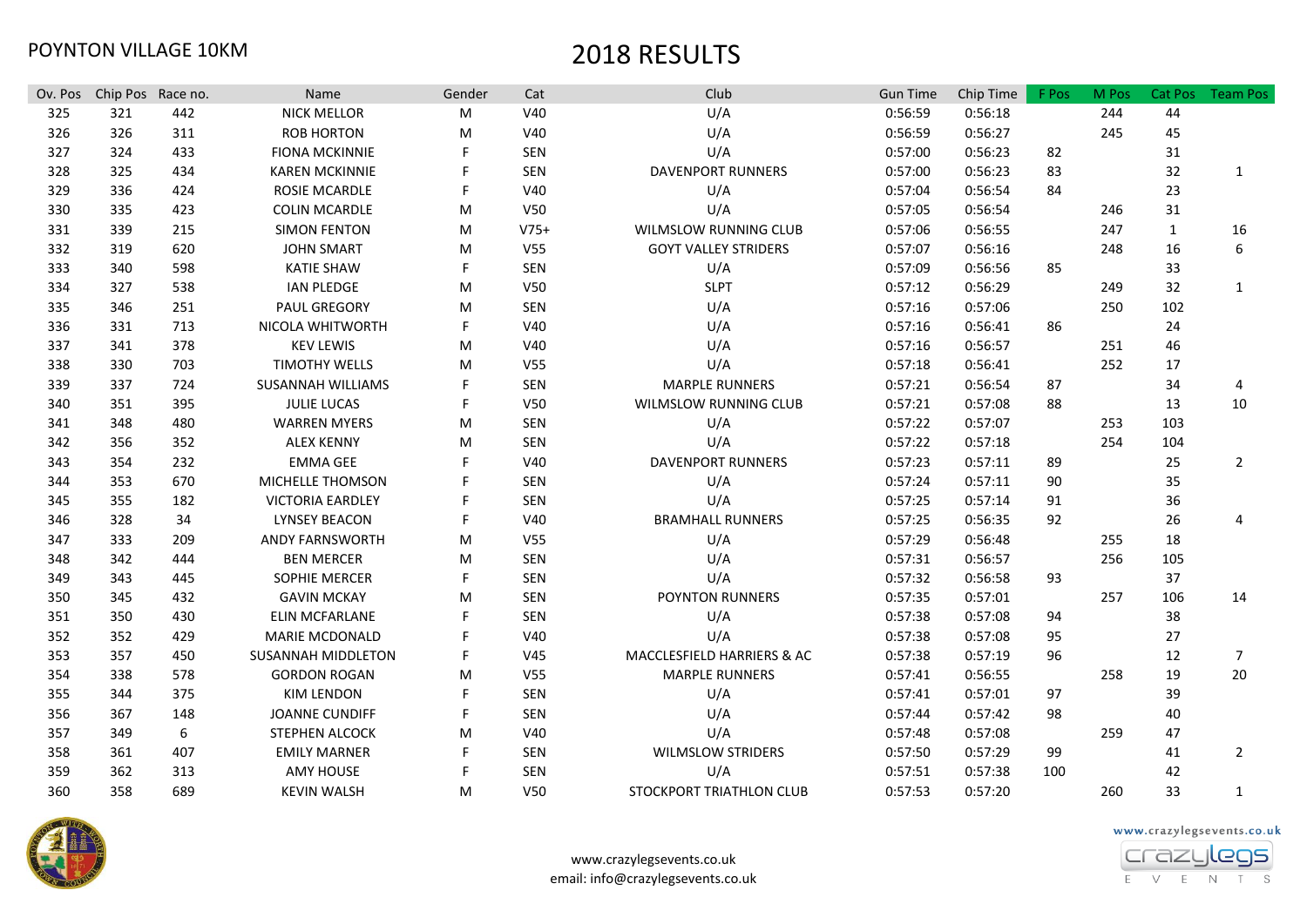POYNTON VILLAGE 10KM

# 2018 RESULTS

| Ov. Pos | Chip Pos | Race no. | Name | Gender | Cat | Club | Gun Time | Chip Time | F Pos | M Pos | Cat Pos | Team Pos |
|---|---|---|---|---|---|---|---|---|---|---|---|---|
| 325 | 321 | 442 | NICK MELLOR | M | V40 | U/A | 0:56:59 | 0:56:18 | | 244 | 44 | |
| 326 | 326 | 311 | ROB HORTON | M | V40 | U/A | 0:56:59 | 0:56:27 | | 245 | 45 | |
| 327 | 324 | 433 | FIONA MCKINNIE | F | SEN | U/A | 0:57:00 | 0:56:23 | 82 | | 31 | |
| 328 | 325 | 434 | KAREN MCKINNIE | F | SEN | DAVENPORT RUNNERS | 0:57:00 | 0:56:23 | 83 | | 32 | 1 |
| 329 | 336 | 424 | ROSIE MCARDLE | F | V40 | U/A | 0:57:04 | 0:56:54 | 84 | | 23 | |
| 330 | 335 | 423 | COLIN MCARDLE | M | V50 | U/A | 0:57:05 | 0:56:54 | | 246 | 31 | |
| 331 | 339 | 215 | SIMON FENTON | M | V75+ | WILMSLOW RUNNING CLUB | 0:57:06 | 0:56:55 | | 247 | 1 | 16 |
| 332 | 319 | 620 | JOHN SMART | M | V55 | GOYT VALLEY STRIDERS | 0:57:07 | 0:56:16 | | 248 | 16 | 6 |
| 333 | 340 | 598 | KATIE SHAW | F | SEN | U/A | 0:57:09 | 0:56:56 | 85 | | 33 | |
| 334 | 327 | 538 | IAN PLEDGE | M | V50 | SLPT | 0:57:12 | 0:56:29 | | 249 | 32 | 1 |
| 335 | 346 | 251 | PAUL GREGORY | M | SEN | U/A | 0:57:16 | 0:57:06 | | 250 | 102 | |
| 336 | 331 | 713 | NICOLA WHITWORTH | F | V40 | U/A | 0:57:16 | 0:56:41 | 86 | | 24 | |
| 337 | 341 | 378 | KEV LEWIS | M | V40 | U/A | 0:57:16 | 0:56:57 | | 251 | 46 | |
| 338 | 330 | 703 | TIMOTHY WELLS | M | V55 | U/A | 0:57:18 | 0:56:41 | | 252 | 17 | |
| 339 | 337 | 724 | SUSANNAH WILLIAMS | F | SEN | MARPLE RUNNERS | 0:57:21 | 0:56:54 | 87 | | 34 | 4 |
| 340 | 351 | 395 | JULIE LUCAS | F | V50 | WILMSLOW RUNNING CLUB | 0:57:21 | 0:57:08 | 88 | | 13 | 10 |
| 341 | 348 | 480 | WARREN MYERS | M | SEN | U/A | 0:57:22 | 0:57:07 | | 253 | 103 | |
| 342 | 356 | 352 | ALEX KENNY | M | SEN | U/A | 0:57:22 | 0:57:18 | | 254 | 104 | |
| 343 | 354 | 232 | EMMA GEE | F | V40 | DAVENPORT RUNNERS | 0:57:23 | 0:57:11 | 89 | | 25 | 2 |
| 344 | 353 | 670 | MICHELLE THOMSON | F | SEN | U/A | 0:57:24 | 0:57:11 | 90 | | 35 | |
| 345 | 355 | 182 | VICTORIA EARDLEY | F | SEN | U/A | 0:57:25 | 0:57:14 | 91 | | 36 | |
| 346 | 328 | 34 | LYNSEY BEACON | F | V40 | BRAMHALL RUNNERS | 0:57:25 | 0:56:35 | 92 | | 26 | 4 |
| 347 | 333 | 209 | ANDY FARNSWORTH | M | V55 | U/A | 0:57:29 | 0:56:48 | | 255 | 18 | |
| 348 | 342 | 444 | BEN MERCER | M | SEN | U/A | 0:57:31 | 0:56:57 | | 256 | 105 | |
| 349 | 343 | 445 | SOPHIE MERCER | F | SEN | U/A | 0:57:32 | 0:56:58 | 93 | | 37 | |
| 350 | 345 | 432 | GAVIN MCKAY | M | SEN | POYNTON RUNNERS | 0:57:35 | 0:57:01 | | 257 | 106 | 14 |
| 351 | 350 | 430 | ELIN MCFARLANE | F | SEN | U/A | 0:57:38 | 0:57:08 | 94 | | 38 | |
| 352 | 352 | 429 | MARIE MCDONALD | F | V40 | U/A | 0:57:38 | 0:57:08 | 95 | | 27 | |
| 353 | 357 | 450 | SUSANNAH MIDDLETON | F | V45 | MACCLESFIELD HARRIERS & AC | 0:57:38 | 0:57:19 | 96 | | 12 | 7 |
| 354 | 338 | 578 | GORDON ROGAN | M | V55 | MARPLE RUNNERS | 0:57:41 | 0:56:55 | | 258 | 19 | 20 |
| 355 | 344 | 375 | KIM LENDON | F | SEN | U/A | 0:57:41 | 0:57:01 | 97 | | 39 | |
| 356 | 367 | 148 | JOANNE CUNDIFF | F | SEN | U/A | 0:57:44 | 0:57:42 | 98 | | 40 | |
| 357 | 349 | 6 | STEPHEN ALCOCK | M | V40 | U/A | 0:57:48 | 0:57:08 | | 259 | 47 | |
| 358 | 361 | 407 | EMILY MARNER | F | SEN | WILMSLOW STRIDERS | 0:57:50 | 0:57:29 | 99 | | 41 | 2 |
| 359 | 362 | 313 | AMY HOUSE | F | SEN | U/A | 0:57:51 | 0:57:38 | 100 | | 42 | |
| 360 | 358 | 689 | KEVIN WALSH | M | V50 | STOCKPORT TRIATHLON CLUB | 0:57:53 | 0:57:20 | | 260 | 33 | 1 |

www.crazylegsevents.co.uk
email: info@crazylegsevents.co.uk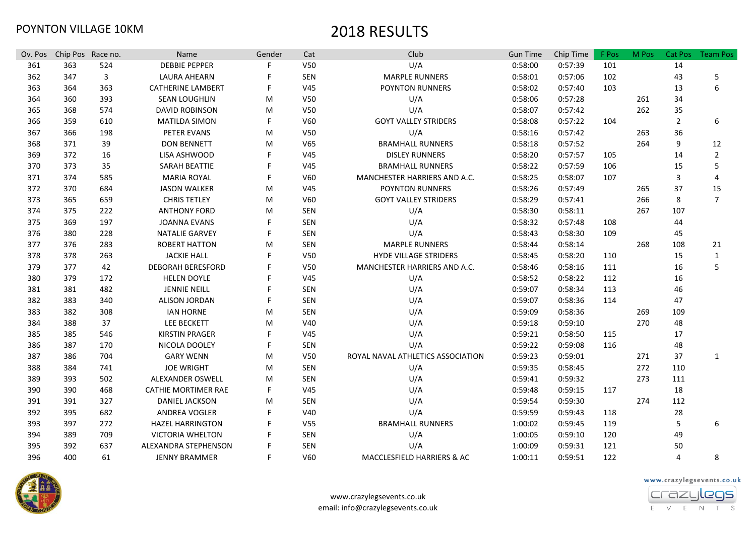POYNTON VILLAGE 10KM

# 2018 RESULTS

| Ov. Pos | Chip Pos | Race no. | Name | Gender | Cat | Club | Gun Time | Chip Time | F Pos | M Pos | Cat Pos | Team Pos |
|---|---|---|---|---|---|---|---|---|---|---|---|---|
| 361 | 363 | 524 | DEBBIE PEPPER | F | V50 | U/A | 0:58:00 | 0:57:39 | 101 | | 14 | |
| 362 | 347 | 3 | LAURA AHEARN | F | SEN | MARPLE RUNNERS | 0:58:01 | 0:57:06 | 102 | | 43 | 5 |
| 363 | 364 | 363 | CATHERINE LAMBERT | F | V45 | POYNTON RUNNERS | 0:58:02 | 0:57:40 | 103 | | 13 | 6 |
| 364 | 360 | 393 | SEAN LOUGHLIN | M | V50 | U/A | 0:58:06 | 0:57:28 | | 261 | 34 | |
| 365 | 368 | 574 | DAVID ROBINSON | M | V50 | U/A | 0:58:07 | 0:57:42 | | 262 | 35 | |
| 366 | 359 | 610 | MATILDA SIMON | F | V60 | GOYT VALLEY STRIDERS | 0:58:08 | 0:57:22 | 104 | | 2 | 6 |
| 367 | 366 | 198 | PETER EVANS | M | V50 | U/A | 0:58:16 | 0:57:42 | | 263 | 36 | |
| 368 | 371 | 39 | DON BENNETT | M | V65 | BRAMHALL RUNNERS | 0:58:18 | 0:57:52 | | 264 | 9 | 12 |
| 369 | 372 | 16 | LISA ASHWOOD | F | V45 | DISLEY RUNNERS | 0:58:20 | 0:57:57 | 105 | | 14 | 2 |
| 370 | 373 | 35 | SARAH BEATTIE | F | V45 | BRAMHALL RUNNERS | 0:58:22 | 0:57:59 | 106 | | 15 | 5 |
| 371 | 374 | 585 | MARIA ROYAL | F | V60 | MANCHESTER HARRIERS AND A.C. | 0:58:25 | 0:58:07 | 107 | | 3 | 4 |
| 372 | 370 | 684 | JASON WALKER | M | V45 | POYNTON RUNNERS | 0:58:26 | 0:57:49 | | 265 | 37 | 15 |
| 373 | 365 | 659 | CHRIS TETLEY | M | V60 | GOYT VALLEY STRIDERS | 0:58:29 | 0:57:41 | | 266 | 8 | 7 |
| 374 | 375 | 222 | ANTHONY FORD | M | SEN | U/A | 0:58:30 | 0:58:11 | | 267 | 107 | |
| 375 | 369 | 197 | JOANNA EVANS | F | SEN | U/A | 0:58:32 | 0:57:48 | 108 | | 44 | |
| 376 | 380 | 228 | NATALIE GARVEY | F | SEN | U/A | 0:58:43 | 0:58:30 | 109 | | 45 | |
| 377 | 376 | 283 | ROBERT HATTON | M | SEN | MARPLE RUNNERS | 0:58:44 | 0:58:14 | | 268 | 108 | 21 |
| 378 | 378 | 263 | JACKIE HALL | F | V50 | HYDE VILLAGE STRIDERS | 0:58:45 | 0:58:20 | 110 | | 15 | 1 |
| 379 | 377 | 42 | DEBORAH BERESFORD | F | V50 | MANCHESTER HARRIERS AND A.C. | 0:58:46 | 0:58:16 | 111 | | 16 | 5 |
| 380 | 379 | 172 | HELEN DOYLE | F | V45 | U/A | 0:58:52 | 0:58:22 | 112 | | 16 | |
| 381 | 381 | 482 | JENNIE NEILL | F | SEN | U/A | 0:59:07 | 0:58:34 | 113 | | 46 | |
| 382 | 383 | 340 | ALISON JORDAN | F | SEN | U/A | 0:59:07 | 0:58:36 | 114 | | 47 | |
| 383 | 382 | 308 | IAN HORNE | M | SEN | U/A | 0:59:09 | 0:58:36 | | 269 | 109 | |
| 384 | 388 | 37 | LEE BECKETT | M | V40 | U/A | 0:59:18 | 0:59:10 | | 270 | 48 | |
| 385 | 385 | 546 | KIRSTIN PRAGER | F | V45 | U/A | 0:59:21 | 0:58:50 | 115 | | 17 | |
| 386 | 387 | 170 | NICOLA DOOLEY | F | SEN | U/A | 0:59:22 | 0:59:08 | 116 | | 48 | |
| 387 | 386 | 704 | GARY WENN | M | V50 | ROYAL NAVAL ATHLETICS ASSOCIATION | 0:59:23 | 0:59:01 | | 271 | 37 | 1 |
| 388 | 384 | 741 | JOE WRIGHT | M | SEN | U/A | 0:59:35 | 0:58:45 | | 272 | 110 | |
| 389 | 393 | 502 | ALEXANDER OSWELL | M | SEN | U/A | 0:59:41 | 0:59:32 | | 273 | 111 | |
| 390 | 390 | 468 | CATHIE MORTIMER RAE | F | V45 | U/A | 0:59:48 | 0:59:15 | 117 | | 18 | |
| 391 | 391 | 327 | DANIEL JACKSON | M | SEN | U/A | 0:59:54 | 0:59:30 | | 274 | 112 | |
| 392 | 395 | 682 | ANDREA VOGLER | F | V40 | U/A | 0:59:59 | 0:59:43 | 118 | | 28 | |
| 393 | 397 | 272 | HAZEL HARRINGTON | F | V55 | BRAMHALL RUNNERS | 1:00:02 | 0:59:45 | 119 | | 5 | 6 |
| 394 | 389 | 709 | VICTORIA WHELTON | F | SEN | U/A | 1:00:05 | 0:59:10 | 120 | | 49 | |
| 395 | 392 | 637 | ALEXANDRA STEPHENSON | F | SEN | U/A | 1:00:09 | 0:59:31 | 121 | | 50 | |
| 396 | 400 | 61 | JENNY BRAMMER | F | V60 | MACCLESFIELD HARRIERS & AC | 1:00:11 | 0:59:51 | 122 | | 4 | 8 |

www.crazylegsevents.co.uk
email: info@crazylegsevents.co.uk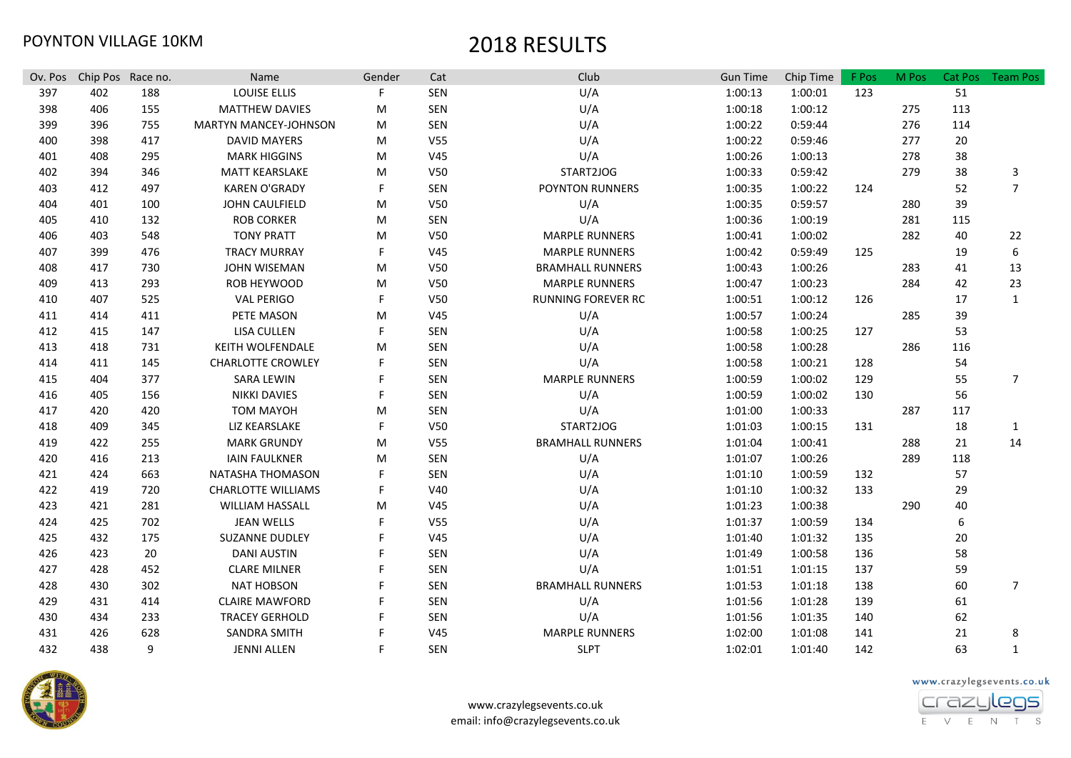POYNTON VILLAGE 10KM

# 2018 RESULTS

| Ov. Pos | Chip Pos | Race no. | Name | Gender | Cat | Club | Gun Time | Chip Time | F Pos | M Pos | Cat Pos | Team Pos |
|---|---|---|---|---|---|---|---|---|---|---|---|---|
| 397 | 402 | 188 | LOUISE ELLIS | F | SEN | U/A | 1:00:13 | 1:00:01 | 123 | | 51 | |
| 398 | 406 | 155 | MATTHEW DAVIES | M | SEN | U/A | 1:00:18 | 1:00:12 | | 275 | 113 | |
| 399 | 396 | 755 | MARTYN MANCEY-JOHNSON | M | SEN | U/A | 1:00:22 | 0:59:44 | | 276 | 114 | |
| 400 | 398 | 417 | DAVID MAYERS | M | V55 | U/A | 1:00:22 | 0:59:46 | | 277 | 20 | |
| 401 | 408 | 295 | MARK HIGGINS | M | V45 | U/A | 1:00:26 | 1:00:13 | | 278 | 38 | |
| 402 | 394 | 346 | MATT KEARSLAKE | M | V50 | START2JOG | 1:00:33 | 0:59:42 | | 279 | 38 | 3 |
| 403 | 412 | 497 | KAREN O'GRADY | F | SEN | POYNTON RUNNERS | 1:00:35 | 1:00:22 | 124 | | 52 | 7 |
| 404 | 401 | 100 | JOHN CAULFIELD | M | V50 | U/A | 1:00:35 | 0:59:57 | | 280 | 39 | |
| 405 | 410 | 132 | ROB CORKER | M | SEN | U/A | 1:00:36 | 1:00:19 | | 281 | 115 | |
| 406 | 403 | 548 | TONY PRATT | M | V50 | MARPLE RUNNERS | 1:00:41 | 1:00:02 | | 282 | 40 | 22 |
| 407 | 399 | 476 | TRACY MURRAY | F | V45 | MARPLE RUNNERS | 1:00:42 | 0:59:49 | 125 | | 19 | 6 |
| 408 | 417 | 730 | JOHN WISEMAN | M | V50 | BRAMHALL RUNNERS | 1:00:43 | 1:00:26 | | 283 | 41 | 13 |
| 409 | 413 | 293 | ROB HEYWOOD | M | V50 | MARPLE RUNNERS | 1:00:47 | 1:00:23 | | 284 | 42 | 23 |
| 410 | 407 | 525 | VAL PERIGO | F | V50 | RUNNING FOREVER RC | 1:00:51 | 1:00:12 | 126 | | 17 | 1 |
| 411 | 414 | 411 | PETE MASON | M | V45 | U/A | 1:00:57 | 1:00:24 | | 285 | 39 | |
| 412 | 415 | 147 | LISA CULLEN | F | SEN | U/A | 1:00:58 | 1:00:25 | 127 | | 53 | |
| 413 | 418 | 731 | KEITH WOLFENDALE | M | SEN | U/A | 1:00:58 | 1:00:28 | | 286 | 116 | |
| 414 | 411 | 145 | CHARLOTTE CROWLEY | F | SEN | U/A | 1:00:58 | 1:00:21 | 128 | | 54 | |
| 415 | 404 | 377 | SARA LEWIN | F | SEN | MARPLE RUNNERS | 1:00:59 | 1:00:02 | 129 | | 55 | 7 |
| 416 | 405 | 156 | NIKKI DAVIES | F | SEN | U/A | 1:00:59 | 1:00:02 | 130 | | 56 | |
| 417 | 420 | 420 | TOM MAYOH | M | SEN | U/A | 1:01:00 | 1:00:33 | | 287 | 117 | |
| 418 | 409 | 345 | LIZ KEARSLAKE | F | V50 | START2JOG | 1:01:03 | 1:00:15 | 131 | | 18 | 1 |
| 419 | 422 | 255 | MARK GRUNDY | M | V55 | BRAMHALL RUNNERS | 1:01:04 | 1:00:41 | | 288 | 21 | 14 |
| 420 | 416 | 213 | IAIN FAULKNER | M | SEN | U/A | 1:01:07 | 1:00:26 | | 289 | 118 | |
| 421 | 424 | 663 | NATASHA THOMASON | F | SEN | U/A | 1:01:10 | 1:00:59 | 132 | | 57 | |
| 422 | 419 | 720 | CHARLOTTE WILLIAMS | F | V40 | U/A | 1:01:10 | 1:00:32 | 133 | | 29 | |
| 423 | 421 | 281 | WILLIAM HASSALL | M | V45 | U/A | 1:01:23 | 1:00:38 | | 290 | 40 | |
| 424 | 425 | 702 | JEAN WELLS | F | V55 | U/A | 1:01:37 | 1:00:59 | 134 | | 6 | |
| 425 | 432 | 175 | SUZANNE DUDLEY | F | V45 | U/A | 1:01:40 | 1:01:32 | 135 | | 20 | |
| 426 | 423 | 20 | DANI AUSTIN | F | SEN | U/A | 1:01:49 | 1:00:58 | 136 | | 58 | |
| 427 | 428 | 452 | CLARE MILNER | F | SEN | U/A | 1:01:51 | 1:01:15 | 137 | | 59 | |
| 428 | 430 | 302 | NAT HOBSON | F | SEN | BRAMHALL RUNNERS | 1:01:53 | 1:01:18 | 138 | | 60 | 7 |
| 429 | 431 | 414 | CLAIRE MAWFORD | F | SEN | U/A | 1:01:56 | 1:01:28 | 139 | | 61 | |
| 430 | 434 | 233 | TRACEY GERHOLD | F | SEN | U/A | 1:01:56 | 1:01:35 | 140 | | 62 | |
| 431 | 426 | 628 | SANDRA SMITH | F | V45 | MARPLE RUNNERS | 1:02:00 | 1:01:08 | 141 | | 21 | 8 |
| 432 | 438 | 9 | JENNI ALLEN | F | SEN | SLPT | 1:02:01 | 1:01:40 | 142 | | 63 | 1 |

www.crazylegsevents.co.uk
email: info@crazylegsevents.co.uk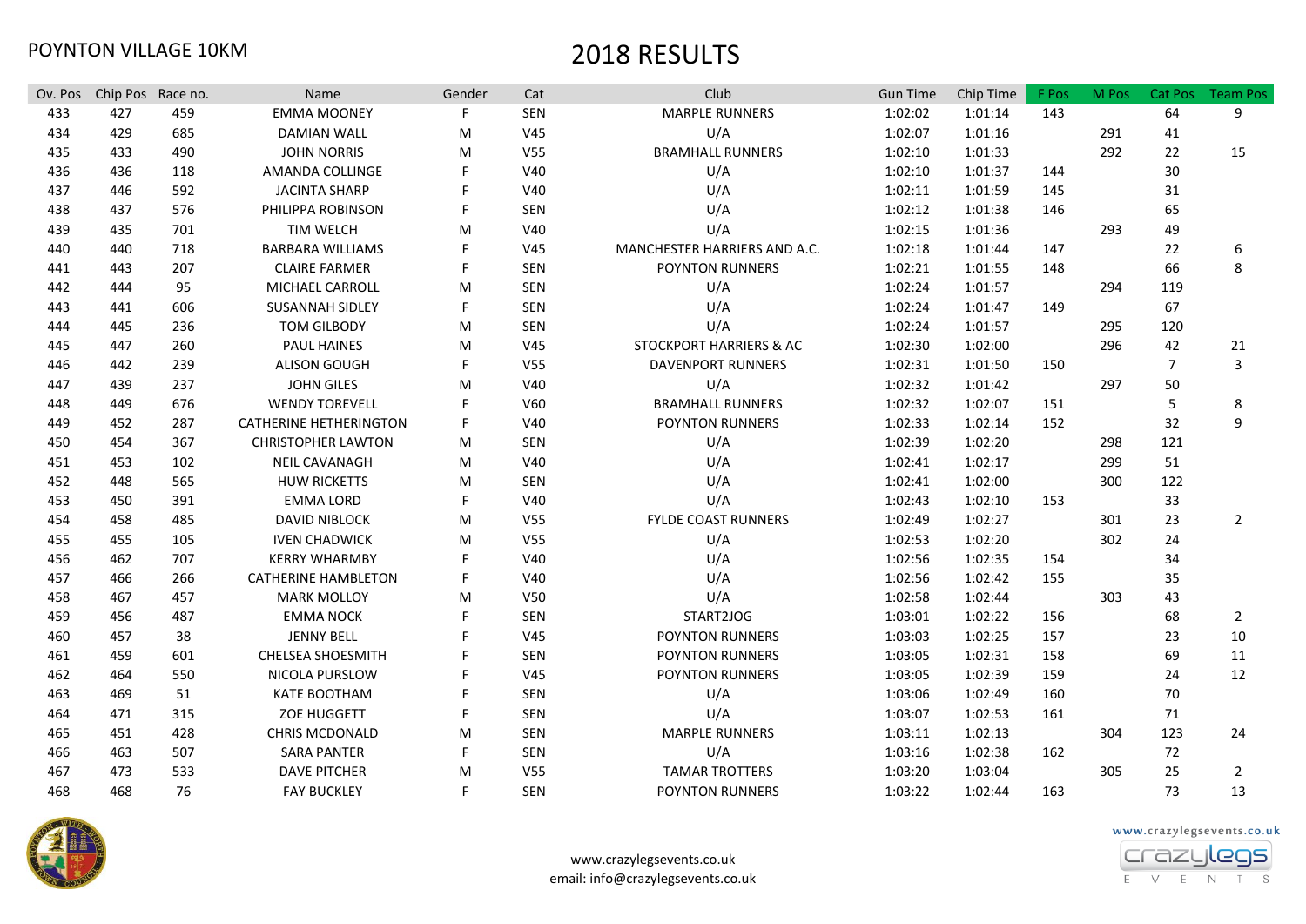POYNTON VILLAGE 10KM

# 2018 RESULTS

| Ov. Pos | Chip Pos | Race no. | Name | Gender | Cat | Club | Gun Time | Chip Time | F Pos | M Pos | Cat Pos | Team Pos |
|---|---|---|---|---|---|---|---|---|---|---|---|---|
| 433 | 427 | 459 | EMMA MOONEY | F | SEN | MARPLE RUNNERS | 1:02:02 | 1:01:14 | 143 | | 64 | 9 |
| 434 | 429 | 685 | DAMIAN WALL | M | V45 | U/A | 1:02:07 | 1:01:16 | | 291 | 41 | |
| 435 | 433 | 490 | JOHN NORRIS | M | V55 | BRAMHALL RUNNERS | 1:02:10 | 1:01:33 | | 292 | 22 | 15 |
| 436 | 436 | 118 | AMANDA COLLINGE | F | V40 | U/A | 1:02:10 | 1:01:37 | 144 | | 30 | |
| 437 | 446 | 592 | JACINTA SHARP | F | V40 | U/A | 1:02:11 | 1:01:59 | 145 | | 31 | |
| 438 | 437 | 576 | PHILIPPA ROBINSON | F | SEN | U/A | 1:02:12 | 1:01:38 | 146 | | 65 | |
| 439 | 435 | 701 | TIM WELCH | M | V40 | U/A | 1:02:15 | 1:01:36 | | 293 | 49 | |
| 440 | 440 | 718 | BARBARA WILLIAMS | F | V45 | MANCHESTER HARRIERS AND A.C. | 1:02:18 | 1:01:44 | 147 | | 22 | 6 |
| 441 | 443 | 207 | CLAIRE FARMER | F | SEN | POYNTON RUNNERS | 1:02:21 | 1:01:55 | 148 | | 66 | 8 |
| 442 | 444 | 95 | MICHAEL CARROLL | M | SEN | U/A | 1:02:24 | 1:01:57 | | 294 | 119 | |
| 443 | 441 | 606 | SUSANNAH SIDLEY | F | SEN | U/A | 1:02:24 | 1:01:47 | 149 | | 67 | |
| 444 | 445 | 236 | TOM GILBODY | M | SEN | U/A | 1:02:24 | 1:01:57 | | 295 | 120 | |
| 445 | 447 | 260 | PAUL HAINES | M | V45 | STOCKPORT HARRIERS & AC | 1:02:30 | 1:02:00 | | 296 | 42 | 21 |
| 446 | 442 | 239 | ALISON GOUGH | F | V55 | DAVENPORT RUNNERS | 1:02:31 | 1:01:50 | 150 | | 7 | 3 |
| 447 | 439 | 237 | JOHN GILES | M | V40 | U/A | 1:02:32 | 1:01:42 | | 297 | 50 | |
| 448 | 449 | 676 | WENDY TOREVELL | F | V60 | BRAMHALL RUNNERS | 1:02:32 | 1:02:07 | 151 | | 5 | 8 |
| 449 | 452 | 287 | CATHERINE HETHERINGTON | F | V40 | POYNTON RUNNERS | 1:02:33 | 1:02:14 | 152 | | 32 | 9 |
| 450 | 454 | 367 | CHRISTOPHER LAWTON | M | SEN | U/A | 1:02:39 | 1:02:20 | | 298 | 121 | |
| 451 | 453 | 102 | NEIL CAVANAGH | M | V40 | U/A | 1:02:41 | 1:02:17 | | 299 | 51 | |
| 452 | 448 | 565 | HUW RICKETTS | M | SEN | U/A | 1:02:41 | 1:02:00 | | 300 | 122 | |
| 453 | 450 | 391 | EMMA LORD | F | V40 | U/A | 1:02:43 | 1:02:10 | 153 | | 33 | |
| 454 | 458 | 485 | DAVID NIBLOCK | M | V55 | FYLDE COAST RUNNERS | 1:02:49 | 1:02:27 | | 301 | 23 | 2 |
| 455 | 455 | 105 | IVEN CHADWICK | M | V55 | U/A | 1:02:53 | 1:02:20 | | 302 | 24 | |
| 456 | 462 | 707 | KERRY WHARMBY | F | V40 | U/A | 1:02:56 | 1:02:35 | 154 | | 34 | |
| 457 | 466 | 266 | CATHERINE HAMBLETON | F | V40 | U/A | 1:02:56 | 1:02:42 | 155 | | 35 | |
| 458 | 467 | 457 | MARK MOLLOY | M | V50 | U/A | 1:02:58 | 1:02:44 | | 303 | 43 | |
| 459 | 456 | 487 | EMMA NOCK | F | SEN | START2JOG | 1:03:01 | 1:02:22 | 156 | | 68 | 2 |
| 460 | 457 | 38 | JENNY BELL | F | V45 | POYNTON RUNNERS | 1:03:03 | 1:02:25 | 157 | | 23 | 10 |
| 461 | 459 | 601 | CHELSEA SHOESMITH | F | SEN | POYNTON RUNNERS | 1:03:05 | 1:02:31 | 158 | | 69 | 11 |
| 462 | 464 | 550 | NICOLA PURSLOW | F | V45 | POYNTON RUNNERS | 1:03:05 | 1:02:39 | 159 | | 24 | 12 |
| 463 | 469 | 51 | KATE BOOTHAM | F | SEN | U/A | 1:03:06 | 1:02:49 | 160 | | 70 | |
| 464 | 471 | 315 | ZOE HUGGETT | F | SEN | U/A | 1:03:07 | 1:02:53 | 161 | | 71 | |
| 465 | 451 | 428 | CHRIS MCDONALD | M | SEN | MARPLE RUNNERS | 1:03:11 | 1:02:13 | | 304 | 123 | 24 |
| 466 | 463 | 507 | SARA PANTER | F | SEN | U/A | 1:03:16 | 1:02:38 | 162 | | 72 | |
| 467 | 473 | 533 | DAVE PITCHER | M | V55 | TAMAR TROTTERS | 1:03:20 | 1:03:04 | | 305 | 25 | 2 |
| 468 | 468 | 76 | FAY BUCKLEY | F | SEN | POYNTON RUNNERS | 1:03:22 | 1:02:44 | 163 | | 73 | 13 |

www.crazylegsevents.co.uk
email: info@crazylegsevents.co.uk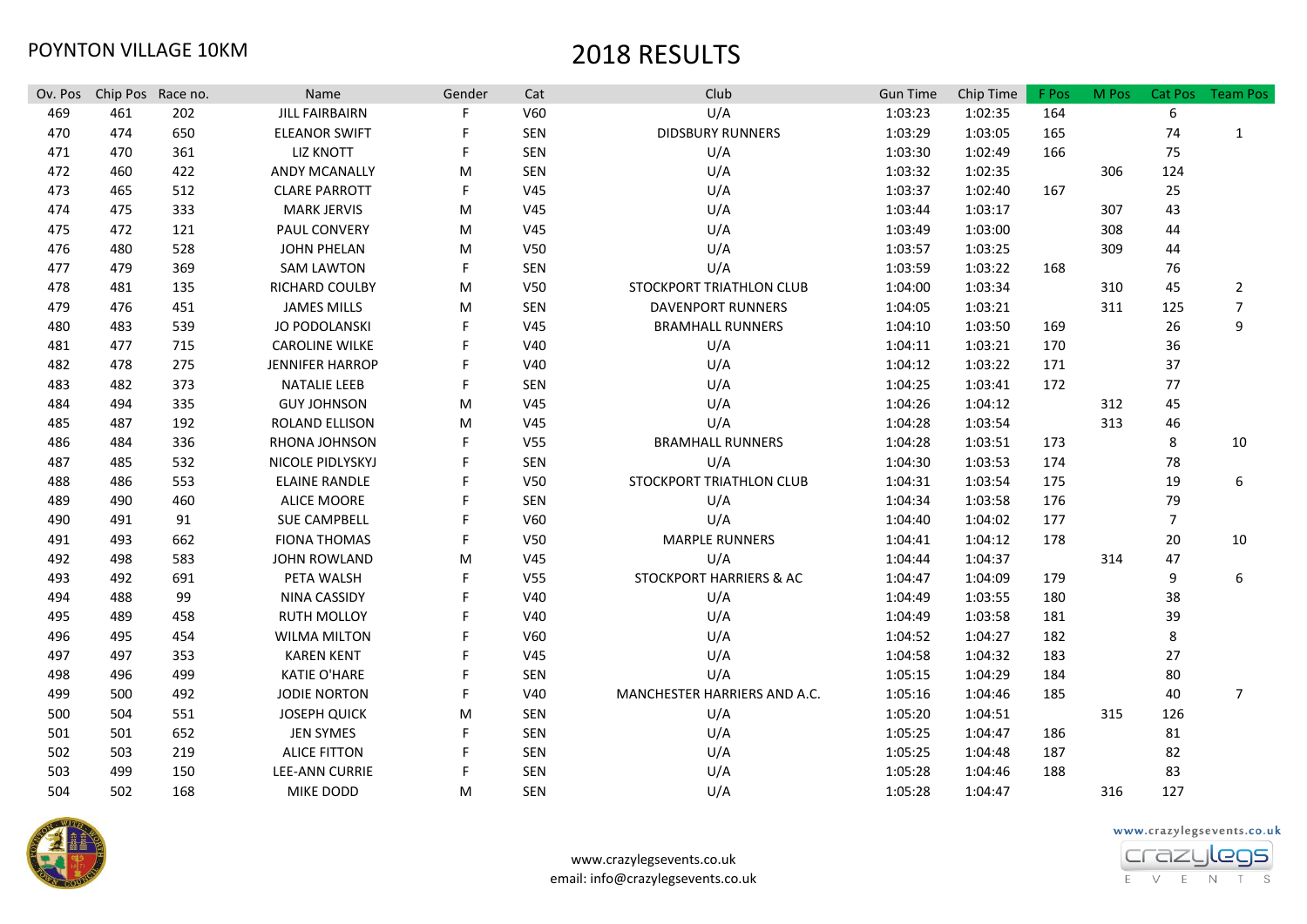POYNTON VILLAGE 10KM

# 2018 RESULTS

| Ov. Pos | Chip Pos | Race no. | Name | Gender | Cat | Club | Gun Time | Chip Time | F Pos | M Pos | Cat Pos | Team Pos |
|---|---|---|---|---|---|---|---|---|---|---|---|---|
| 469 | 461 | 202 | JILL FAIRBAIRN | F | V60 | U/A | 1:03:23 | 1:02:35 | 164 | | 6 | |
| 470 | 474 | 650 | ELEANOR SWIFT | F | SEN | DIDSBURY RUNNERS | 1:03:29 | 1:03:05 | 165 | | 74 | 1 |
| 471 | 470 | 361 | LIZ KNOTT | F | SEN | U/A | 1:03:30 | 1:02:49 | 166 | | 75 | |
| 472 | 460 | 422 | ANDY MCANALLY | M | SEN | U/A | 1:03:32 | 1:02:35 | | 306 | 124 | |
| 473 | 465 | 512 | CLARE PARROTT | F | V45 | U/A | 1:03:37 | 1:02:40 | 167 | | 25 | |
| 474 | 475 | 333 | MARK JERVIS | M | V45 | U/A | 1:03:44 | 1:03:17 | | 307 | 43 | |
| 475 | 472 | 121 | PAUL CONVERY | M | V45 | U/A | 1:03:49 | 1:03:00 | | 308 | 44 | |
| 476 | 480 | 528 | JOHN PHELAN | M | V50 | U/A | 1:03:57 | 1:03:25 | | 309 | 44 | |
| 477 | 479 | 369 | SAM LAWTON | F | SEN | U/A | 1:03:59 | 1:03:22 | 168 | | 76 | |
| 478 | 481 | 135 | RICHARD COULBY | M | V50 | STOCKPORT TRIATHLON CLUB | 1:04:00 | 1:03:34 | | 310 | 45 | 2 |
| 479 | 476 | 451 | JAMES MILLS | M | SEN | DAVENPORT RUNNERS | 1:04:05 | 1:03:21 | | 311 | 125 | 7 |
| 480 | 483 | 539 | JO PODOLANSKI | F | V45 | BRAMHALL RUNNERS | 1:04:10 | 1:03:50 | 169 | | 26 | 9 |
| 481 | 477 | 715 | CAROLINE WILKE | F | V40 | U/A | 1:04:11 | 1:03:21 | 170 | | 36 | |
| 482 | 478 | 275 | JENNIFER HARROP | F | V40 | U/A | 1:04:12 | 1:03:22 | 171 | | 37 | |
| 483 | 482 | 373 | NATALIE LEEB | F | SEN | U/A | 1:04:25 | 1:03:41 | 172 | | 77 | |
| 484 | 494 | 335 | GUY JOHNSON | M | V45 | U/A | 1:04:26 | 1:04:12 | | 312 | 45 | |
| 485 | 487 | 192 | ROLAND ELLISON | M | V45 | U/A | 1:04:28 | 1:03:54 | | 313 | 46 | |
| 486 | 484 | 336 | RHONA JOHNSON | F | V55 | BRAMHALL RUNNERS | 1:04:28 | 1:03:51 | 173 | | 8 | 10 |
| 487 | 485 | 532 | NICOLE PIDLYSKYJ | F | SEN | U/A | 1:04:30 | 1:03:53 | 174 | | 78 | |
| 488 | 486 | 553 | ELAINE RANDLE | F | V50 | STOCKPORT TRIATHLON CLUB | 1:04:31 | 1:03:54 | 175 | | 19 | 6 |
| 489 | 490 | 460 | ALICE MOORE | F | SEN | U/A | 1:04:34 | 1:03:58 | 176 | | 79 | |
| 490 | 491 | 91 | SUE CAMPBELL | F | V60 | U/A | 1:04:40 | 1:04:02 | 177 | | 7 | |
| 491 | 493 | 662 | FIONA THOMAS | F | V50 | MARPLE RUNNERS | 1:04:41 | 1:04:12 | 178 | | 20 | 10 |
| 492 | 498 | 583 | JOHN ROWLAND | M | V45 | U/A | 1:04:44 | 1:04:37 | | 314 | 47 | |
| 493 | 492 | 691 | PETA WALSH | F | V55 | STOCKPORT HARRIERS & AC | 1:04:47 | 1:04:09 | 179 | | 9 | 6 |
| 494 | 488 | 99 | NINA CASSIDY | F | V40 | U/A | 1:04:49 | 1:03:55 | 180 | | 38 | |
| 495 | 489 | 458 | RUTH MOLLOY | F | V40 | U/A | 1:04:49 | 1:03:58 | 181 | | 39 | |
| 496 | 495 | 454 | WILMA MILTON | F | V60 | U/A | 1:04:52 | 1:04:27 | 182 | | 8 | |
| 497 | 497 | 353 | KAREN KENT | F | V45 | U/A | 1:04:58 | 1:04:32 | 183 | | 27 | |
| 498 | 496 | 499 | KATIE O'HARE | F | SEN | U/A | 1:05:15 | 1:04:29 | 184 | | 80 | |
| 499 | 500 | 492 | JODIE NORTON | F | V40 | MANCHESTER HARRIERS AND A.C. | 1:05:16 | 1:04:46 | 185 | | 40 | 7 |
| 500 | 504 | 551 | JOSEPH QUICK | M | SEN | U/A | 1:05:20 | 1:04:51 | | 315 | 126 | |
| 501 | 501 | 652 | JEN SYMES | F | SEN | U/A | 1:05:25 | 1:04:47 | 186 | | 81 | |
| 502 | 503 | 219 | ALICE FITTON | F | SEN | U/A | 1:05:25 | 1:04:48 | 187 | | 82 | |
| 503 | 499 | 150 | LEE-ANN CURRIE | F | SEN | U/A | 1:05:28 | 1:04:46 | 188 | | 83 | |
| 504 | 502 | 168 | MIKE DODD | M | SEN | U/A | 1:05:28 | 1:04:47 | | 316 | 127 | |

www.crazylegsevents.co.uk
email: info@crazylegsevents.co.uk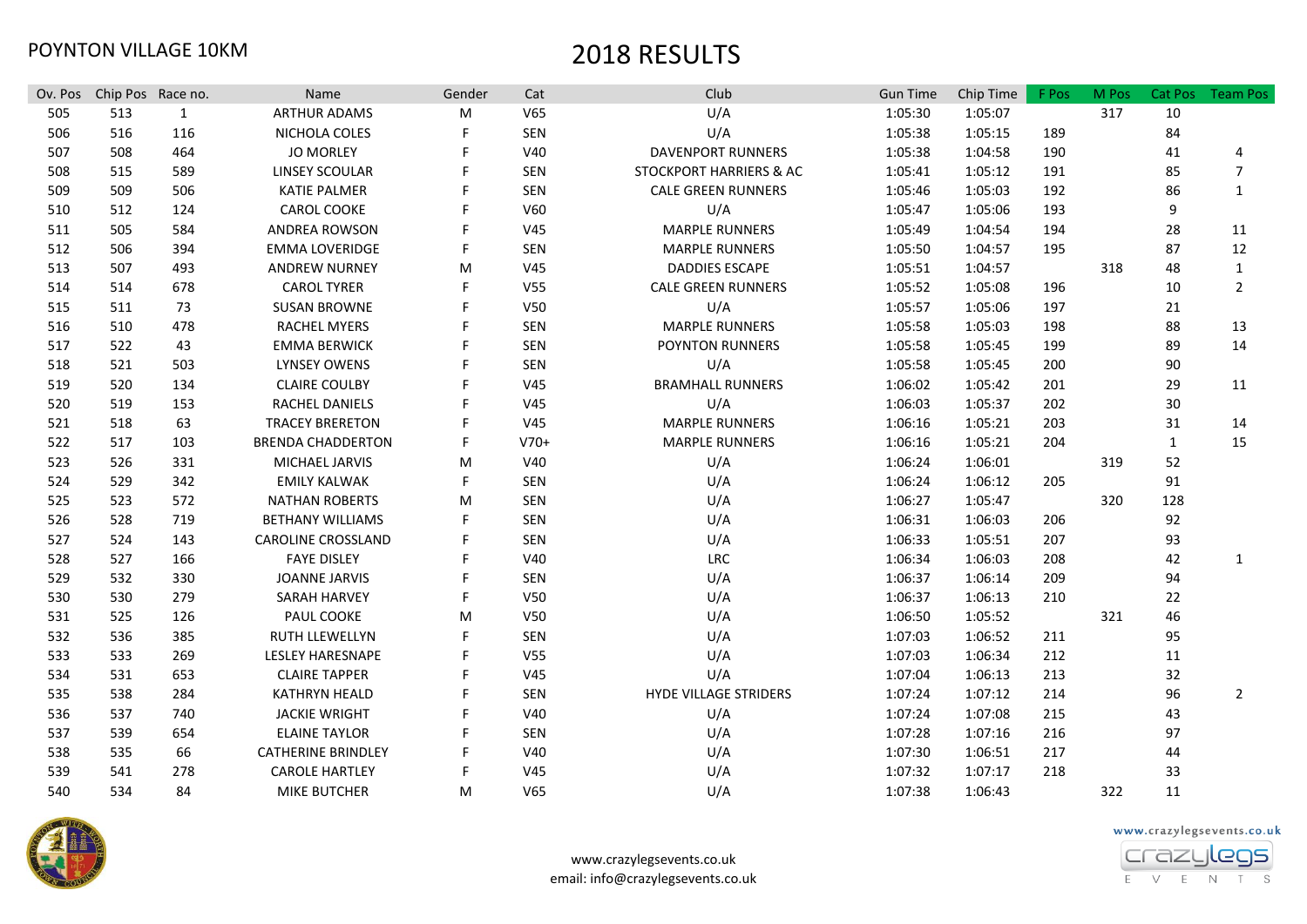POYNTON VILLAGE 10KM

# 2018 RESULTS

| Ov. Pos | Chip Pos | Race no. | Name | Gender | Cat | Club | Gun Time | Chip Time | F Pos | M Pos | Cat Pos | Team Pos |
|---|---|---|---|---|---|---|---|---|---|---|---|---|
| 505 | 513 | 1 | ARTHUR ADAMS | M | V65 | U/A | 1:05:30 | 1:05:07 | | 317 | 10 | |
| 506 | 516 | 116 | NICHOLA COLES | F | SEN | U/A | 1:05:38 | 1:05:15 | 189 | | 84 | |
| 507 | 508 | 464 | JO MORLEY | F | V40 | DAVENPORT RUNNERS | 1:05:38 | 1:04:58 | 190 | | 41 | 4 |
| 508 | 515 | 589 | LINSEY SCOULAR | F | SEN | STOCKPORT HARRIERS & AC | 1:05:41 | 1:05:12 | 191 | | 85 | 7 |
| 509 | 509 | 506 | KATIE PALMER | F | SEN | CALE GREEN RUNNERS | 1:05:46 | 1:05:03 | 192 | | 86 | 1 |
| 510 | 512 | 124 | CAROL COOKE | F | V60 | U/A | 1:05:47 | 1:05:06 | 193 | | 9 | |
| 511 | 505 | 584 | ANDREA ROWSON | F | V45 | MARPLE RUNNERS | 1:05:49 | 1:04:54 | 194 | | 28 | 11 |
| 512 | 506 | 394 | EMMA LOVERIDGE | F | SEN | MARPLE RUNNERS | 1:05:50 | 1:04:57 | 195 | | 87 | 12 |
| 513 | 507 | 493 | ANDREW NURNEY | M | V45 | DADDIES ESCAPE | 1:05:51 | 1:04:57 | | 318 | 48 | 1 |
| 514 | 514 | 678 | CAROL TYRER | F | V55 | CALE GREEN RUNNERS | 1:05:52 | 1:05:08 | 196 | | 10 | 2 |
| 515 | 511 | 73 | SUSAN BROWNE | F | V50 | U/A | 1:05:57 | 1:05:06 | 197 | | 21 | |
| 516 | 510 | 478 | RACHEL MYERS | F | SEN | MARPLE RUNNERS | 1:05:58 | 1:05:03 | 198 | | 88 | 13 |
| 517 | 522 | 43 | EMMA BERWICK | F | SEN | POYNTON RUNNERS | 1:05:58 | 1:05:45 | 199 | | 89 | 14 |
| 518 | 521 | 503 | LYNSEY OWENS | F | SEN | U/A | 1:05:58 | 1:05:45 | 200 | | 90 | |
| 519 | 520 | 134 | CLAIRE COULBY | F | V45 | BRAMHALL RUNNERS | 1:06:02 | 1:05:42 | 201 | | 29 | 11 |
| 520 | 519 | 153 | RACHEL DANIELS | F | V45 | U/A | 1:06:03 | 1:05:37 | 202 | | 30 | |
| 521 | 518 | 63 | TRACEY BRERETON | F | V45 | MARPLE RUNNERS | 1:06:16 | 1:05:21 | 203 | | 31 | 14 |
| 522 | 517 | 103 | BRENDA CHADDERTON | F | V70+ | MARPLE RUNNERS | 1:06:16 | 1:05:21 | 204 | | 1 | 15 |
| 523 | 526 | 331 | MICHAEL JARVIS | M | V40 | U/A | 1:06:24 | 1:06:01 | | 319 | 52 | |
| 524 | 529 | 342 | EMILY KALWAK | F | SEN | U/A | 1:06:24 | 1:06:12 | 205 | | 91 | |
| 525 | 523 | 572 | NATHAN ROBERTS | M | SEN | U/A | 1:06:27 | 1:05:47 | | 320 | 128 | |
| 526 | 528 | 719 | BETHANY WILLIAMS | F | SEN | U/A | 1:06:31 | 1:06:03 | 206 | | 92 | |
| 527 | 524 | 143 | CAROLINE CROSSLAND | F | SEN | U/A | 1:06:33 | 1:05:51 | 207 | | 93 | |
| 528 | 527 | 166 | FAYE DISLEY | F | V40 | LRC | 1:06:34 | 1:06:03 | 208 | | 42 | 1 |
| 529 | 532 | 330 | JOANNE JARVIS | F | SEN | U/A | 1:06:37 | 1:06:14 | 209 | | 94 | |
| 530 | 530 | 279 | SARAH HARVEY | F | V50 | U/A | 1:06:37 | 1:06:13 | 210 | | 22 | |
| 531 | 525 | 126 | PAUL COOKE | M | V50 | U/A | 1:06:50 | 1:05:52 | | 321 | 46 | |
| 532 | 536 | 385 | RUTH LLEWELLYN | F | SEN | U/A | 1:07:03 | 1:06:52 | 211 | | 95 | |
| 533 | 533 | 269 | LESLEY HARESNAPE | F | V55 | U/A | 1:07:03 | 1:06:34 | 212 | | 11 | |
| 534 | 531 | 653 | CLAIRE TAPPER | F | V45 | U/A | 1:07:04 | 1:06:13 | 213 | | 32 | |
| 535 | 538 | 284 | KATHRYN HEALD | F | SEN | HYDE VILLAGE STRIDERS | 1:07:24 | 1:07:12 | 214 | | 96 | 2 |
| 536 | 537 | 740 | JACKIE WRIGHT | F | V40 | U/A | 1:07:24 | 1:07:08 | 215 | | 43 | |
| 537 | 539 | 654 | ELAINE TAYLOR | F | SEN | U/A | 1:07:28 | 1:07:16 | 216 | | 97 | |
| 538 | 535 | 66 | CATHERINE BRINDLEY | F | V40 | U/A | 1:07:30 | 1:06:51 | 217 | | 44 | |
| 539 | 541 | 278 | CAROLE HARTLEY | F | V45 | U/A | 1:07:32 | 1:07:17 | 218 | | 33 | |
| 540 | 534 | 84 | MIKE BUTCHER | M | V65 | U/A | 1:07:38 | 1:06:43 | | 322 | 11 | |

www.crazylegsevents.co.uk
email: info@crazylegsevents.co.uk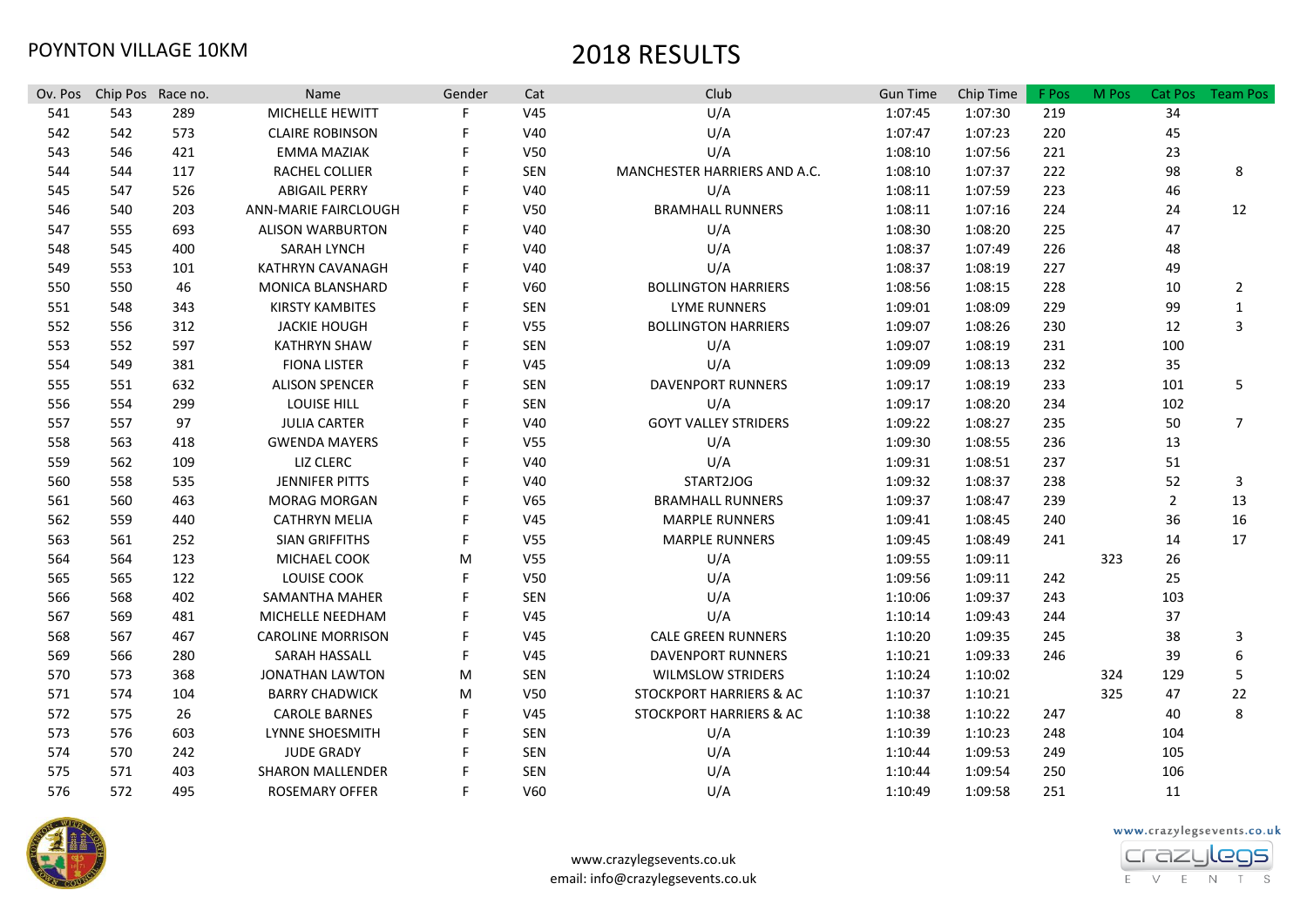POYNTON VILLAGE 10KM

# 2018 RESULTS

| Ov. Pos | Chip Pos | Race no. | Name | Gender | Cat | Club | Gun Time | Chip Time | F Pos | M Pos | Cat Pos | Team Pos |
|---|---|---|---|---|---|---|---|---|---|---|---|---|
| 541 | 543 | 289 | MICHELLE HEWITT | F | V45 | U/A | 1:07:45 | 1:07:30 | 219 | | 34 | |
| 542 | 542 | 573 | CLAIRE ROBINSON | F | V40 | U/A | 1:07:47 | 1:07:23 | 220 | | 45 | |
| 543 | 546 | 421 | EMMA MAZIAK | F | V50 | U/A | 1:08:10 | 1:07:56 | 221 | | 23 | |
| 544 | 544 | 117 | RACHEL COLLIER | F | SEN | MANCHESTER HARRIERS AND A.C. | 1:08:10 | 1:07:37 | 222 | | 98 | 8 |
| 545 | 547 | 526 | ABIGAIL PERRY | F | V40 | U/A | 1:08:11 | 1:07:59 | 223 | | 46 | |
| 546 | 540 | 203 | ANN-MARIE FAIRCLOUGH | F | V50 | BRAMHALL RUNNERS | 1:08:11 | 1:07:16 | 224 | | 24 | 12 |
| 547 | 555 | 693 | ALISON WARBURTON | F | V40 | U/A | 1:08:30 | 1:08:20 | 225 | | 47 | |
| 548 | 545 | 400 | SARAH LYNCH | F | V40 | U/A | 1:08:37 | 1:07:49 | 226 | | 48 | |
| 549 | 553 | 101 | KATHRYN CAVANAGH | F | V40 | U/A | 1:08:37 | 1:08:19 | 227 | | 49 | |
| 550 | 550 | 46 | MONICA BLANSHARD | F | V60 | BOLLINGTON HARRIERS | 1:08:56 | 1:08:15 | 228 | | 10 | 2 |
| 551 | 548 | 343 | KIRSTY KAMBITES | F | SEN | LYME RUNNERS | 1:09:01 | 1:08:09 | 229 | | 99 | 1 |
| 552 | 556 | 312 | JACKIE HOUGH | F | V55 | BOLLINGTON HARRIERS | 1:09:07 | 1:08:26 | 230 | | 12 | 3 |
| 553 | 552 | 597 | KATHRYN SHAW | F | SEN | U/A | 1:09:07 | 1:08:19 | 231 | | 100 | |
| 554 | 549 | 381 | FIONA LISTER | F | V45 | U/A | 1:09:09 | 1:08:13 | 232 | | 35 | |
| 555 | 551 | 632 | ALISON SPENCER | F | SEN | DAVENPORT RUNNERS | 1:09:17 | 1:08:19 | 233 | | 101 | 5 |
| 556 | 554 | 299 | LOUISE HILL | F | SEN | U/A | 1:09:17 | 1:08:20 | 234 | | 102 | |
| 557 | 557 | 97 | JULIA CARTER | F | V40 | GOYT VALLEY STRIDERS | 1:09:22 | 1:08:27 | 235 | | 50 | 7 |
| 558 | 563 | 418 | GWENDA MAYERS | F | V55 | U/A | 1:09:30 | 1:08:55 | 236 | | 13 | |
| 559 | 562 | 109 | LIZ CLERC | F | V40 | U/A | 1:09:31 | 1:08:51 | 237 | | 51 | |
| 560 | 558 | 535 | JENNIFER PITTS | F | V40 | START2JOG | 1:09:32 | 1:08:37 | 238 | | 52 | 3 |
| 561 | 560 | 463 | MORAG MORGAN | F | V65 | BRAMHALL RUNNERS | 1:09:37 | 1:08:47 | 239 | | 2 | 13 |
| 562 | 559 | 440 | CATHRYN MELIA | F | V45 | MARPLE RUNNERS | 1:09:41 | 1:08:45 | 240 | | 36 | 16 |
| 563 | 561 | 252 | SIAN GRIFFITHS | F | V55 | MARPLE RUNNERS | 1:09:45 | 1:08:49 | 241 | | 14 | 17 |
| 564 | 564 | 123 | MICHAEL COOK | M | V55 | U/A | 1:09:55 | 1:09:11 | | 323 | 26 | |
| 565 | 565 | 122 | LOUISE COOK | F | V50 | U/A | 1:09:56 | 1:09:11 | 242 | | 25 | |
| 566 | 568 | 402 | SAMANTHA MAHER | F | SEN | U/A | 1:10:06 | 1:09:37 | 243 | | 103 | |
| 567 | 569 | 481 | MICHELLE NEEDHAM | F | V45 | U/A | 1:10:14 | 1:09:43 | 244 | | 37 | |
| 568 | 567 | 467 | CAROLINE MORRISON | F | V45 | CALE GREEN RUNNERS | 1:10:20 | 1:09:35 | 245 | | 38 | 3 |
| 569 | 566 | 280 | SARAH HASSALL | F | V45 | DAVENPORT RUNNERS | 1:10:21 | 1:09:33 | 246 | | 39 | 6 |
| 570 | 573 | 368 | JONATHAN LAWTON | M | SEN | WILMSLOW STRIDERS | 1:10:24 | 1:10:02 | | 324 | 129 | 5 |
| 571 | 574 | 104 | BARRY CHADWICK | M | V50 | STOCKPORT HARRIERS & AC | 1:10:37 | 1:10:21 | | 325 | 47 | 22 |
| 572 | 575 | 26 | CAROLE BARNES | F | V45 | STOCKPORT HARRIERS & AC | 1:10:38 | 1:10:22 | 247 | | 40 | 8 |
| 573 | 576 | 603 | LYNNE SHOESMITH | F | SEN | U/A | 1:10:39 | 1:10:23 | 248 | | 104 | |
| 574 | 570 | 242 | JUDE GRADY | F | SEN | U/A | 1:10:44 | 1:09:53 | 249 | | 105 | |
| 575 | 571 | 403 | SHARON MALLENDER | F | SEN | U/A | 1:10:44 | 1:09:54 | 250 | | 106 | |
| 576 | 572 | 495 | ROSEMARY OFFER | F | V60 | U/A | 1:10:49 | 1:09:58 | 251 | | 11 | |

www.crazylegsevents.co.uk
email: info@crazylegsevents.co.uk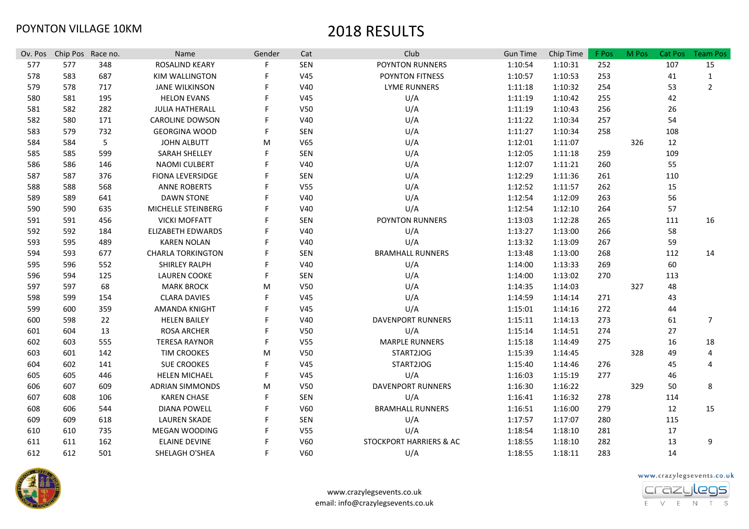POYNTON VILLAGE 10KM

# 2018 RESULTS

| Ov. Pos | Chip Pos | Race no. | Name | Gender | Cat | Club | Gun Time | Chip Time | F Pos | M Pos | Cat Pos | Team Pos |
|---|---|---|---|---|---|---|---|---|---|---|---|---|
| 577 | 577 | 348 | ROSALIND KEARY | F | SEN | POYNTON RUNNERS | 1:10:54 | 1:10:31 | 252 | | 107 | 15 |
| 578 | 583 | 687 | KIM WALLINGTON | F | V45 | POYNTON FITNESS | 1:10:57 | 1:10:53 | 253 | | 41 | 1 |
| 579 | 578 | 717 | JANE WILKINSON | F | V40 | LYME RUNNERS | 1:11:18 | 1:10:32 | 254 | | 53 | 2 |
| 580 | 581 | 195 | HELON EVANS | F | V45 | U/A | 1:11:19 | 1:10:42 | 255 | | 42 | |
| 581 | 582 | 282 | JULIA HATHERALL | F | V50 | U/A | 1:11:19 | 1:10:43 | 256 | | 26 | |
| 582 | 580 | 171 | CAROLINE DOWSON | F | V40 | U/A | 1:11:22 | 1:10:34 | 257 | | 54 | |
| 583 | 579 | 732 | GEORGINA WOOD | F | SEN | U/A | 1:11:27 | 1:10:34 | 258 | | 108 | |
| 584 | 584 | 5 | JOHN ALBUTT | M | V65 | U/A | 1:12:01 | 1:11:07 | | 326 | 12 | |
| 585 | 585 | 599 | SARAH SHELLEY | F | SEN | U/A | 1:12:05 | 1:11:18 | 259 | | 109 | |
| 586 | 586 | 146 | NAOMI CULBERT | F | V40 | U/A | 1:12:07 | 1:11:21 | 260 | | 55 | |
| 587 | 587 | 376 | FIONA LEVERSIDGE | F | SEN | U/A | 1:12:29 | 1:11:36 | 261 | | 110 | |
| 588 | 588 | 568 | ANNE ROBERTS | F | V55 | U/A | 1:12:52 | 1:11:57 | 262 | | 15 | |
| 589 | 589 | 641 | DAWN STONE | F | V40 | U/A | 1:12:54 | 1:12:09 | 263 | | 56 | |
| 590 | 590 | 635 | MICHELLE STEINBERG | F | V40 | U/A | 1:12:54 | 1:12:10 | 264 | | 57 | |
| 591 | 591 | 456 | VICKI MOFFATT | F | SEN | POYNTON RUNNERS | 1:13:03 | 1:12:28 | 265 | | 111 | 16 |
| 592 | 592 | 184 | ELIZABETH EDWARDS | F | V40 | U/A | 1:13:27 | 1:13:00 | 266 | | 58 | |
| 593 | 595 | 489 | KAREN NOLAN | F | V40 | U/A | 1:13:32 | 1:13:09 | 267 | | 59 | |
| 594 | 593 | 677 | CHARLA TORKINGTON | F | SEN | BRAMHALL RUNNERS | 1:13:48 | 1:13:00 | 268 | | 112 | 14 |
| 595 | 596 | 552 | SHIRLEY RALPH | F | V40 | U/A | 1:14:00 | 1:13:33 | 269 | | 60 | |
| 596 | 594 | 125 | LAUREN COOKE | F | SEN | U/A | 1:14:00 | 1:13:02 | 270 | | 113 | |
| 597 | 597 | 68 | MARK BROCK | M | V50 | U/A | 1:14:35 | 1:14:03 | | 327 | 48 | |
| 598 | 599 | 154 | CLARA DAVIES | F | V45 | U/A | 1:14:59 | 1:14:14 | 271 | | 43 | |
| 599 | 600 | 359 | AMANDA KNIGHT | F | V45 | U/A | 1:15:01 | 1:14:16 | 272 | | 44 | |
| 600 | 598 | 22 | HELEN BAILEY | F | V40 | DAVENPORT RUNNERS | 1:15:11 | 1:14:13 | 273 | | 61 | 7 |
| 601 | 604 | 13 | ROSA ARCHER | F | V50 | U/A | 1:15:14 | 1:14:51 | 274 | | 27 | |
| 602 | 603 | 555 | TERESA RAYNOR | F | V55 | MARPLE RUNNERS | 1:15:18 | 1:14:49 | 275 | | 16 | 18 |
| 603 | 601 | 142 | TIM CROOKES | M | V50 | START2JOG | 1:15:39 | 1:14:45 | | 328 | 49 | 4 |
| 604 | 602 | 141 | SUE CROOKES | F | V45 | START2JOG | 1:15:40 | 1:14:46 | 276 | | 45 | 4 |
| 605 | 605 | 446 | HELEN MICHAEL | F | V45 | U/A | 1:16:03 | 1:15:19 | 277 | | 46 | |
| 606 | 607 | 609 | ADRIAN SIMMONDS | M | V50 | DAVENPORT RUNNERS | 1:16:30 | 1:16:22 | | 329 | 50 | 8 |
| 607 | 608 | 106 | KAREN CHASE | F | SEN | U/A | 1:16:41 | 1:16:32 | 278 | | 114 | |
| 608 | 606 | 544 | DIANA POWELL | F | V60 | BRAMHALL RUNNERS | 1:16:51 | 1:16:00 | 279 | | 12 | 15 |
| 609 | 609 | 618 | LAUREN SKADE | F | SEN | U/A | 1:17:57 | 1:17:07 | 280 | | 115 | |
| 610 | 610 | 735 | MEGAN WOODING | F | V55 | U/A | 1:18:54 | 1:18:10 | 281 | | 17 | |
| 611 | 611 | 162 | ELAINE DEVINE | F | V60 | STOCKPORT HARRIERS & AC | 1:18:55 | 1:18:10 | 282 | | 13 | 9 |
| 612 | 612 | 501 | SHELAGH O'SHEA | F | V60 | U/A | 1:18:55 | 1:18:11 | 283 | | 14 | |

www.crazylegsevents.co.uk
email: info@crazylegsevents.co.uk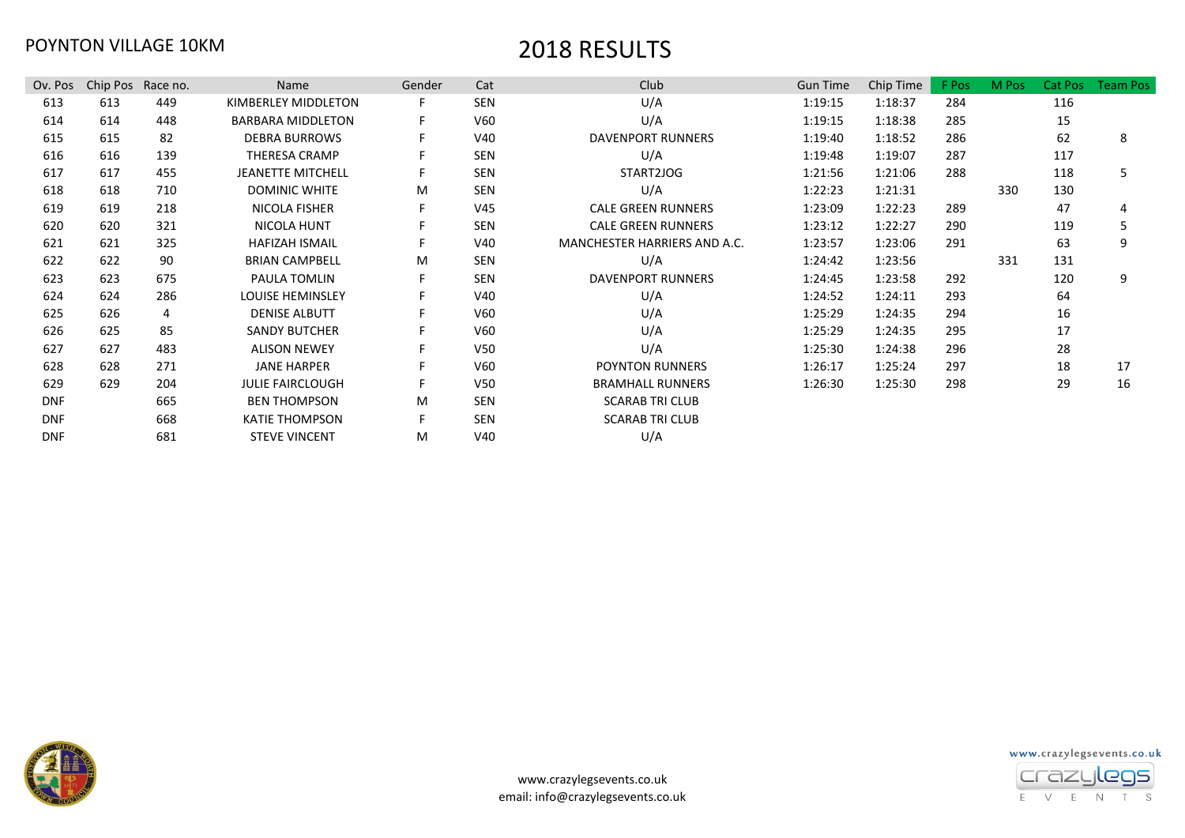POYNTON VILLAGE 10KM

# 2018 RESULTS

| Ov. Pos | Chip Pos | Race no. | Name | Gender | Cat | Club | Gun Time | Chip Time | F Pos | M Pos | Cat Pos | Team Pos |
|---|---|---|---|---|---|---|---|---|---|---|---|---|
| 613 | 613 | 449 | KIMBERLEY MIDDLETON | F | SEN | U/A | 1:19:15 | 1:18:37 | 284 | | 116 | |
| 614 | 614 | 448 | BARBARA MIDDLETON | F | V60 | U/A | 1:19:15 | 1:18:38 | 285 | | 15 | |
| 615 | 615 | 82 | DEBRA BURROWS | F | V40 | DAVENPORT RUNNERS | 1:19:40 | 1:18:52 | 286 | | 62 | 8 |
| 616 | 616 | 139 | THERESA CRAMP | F | SEN | U/A | 1:19:48 | 1:19:07 | 287 | | 117 | |
| 617 | 617 | 455 | JEANETTE MITCHELL | F | SEN | START2JOG | 1:21:56 | 1:21:06 | 288 | | 118 | 5 |
| 618 | 618 | 710 | DOMINIC WHITE | M | SEN | U/A | 1:22:23 | 1:21:31 | | 330 | 130 | |
| 619 | 619 | 218 | NICOLA FISHER | F | V45 | CALE GREEN RUNNERS | 1:23:09 | 1:22:23 | 289 | | 47 | 4 |
| 620 | 620 | 321 | NICOLA HUNT | F | SEN | CALE GREEN RUNNERS | 1:23:12 | 1:22:27 | 290 | | 119 | 5 |
| 621 | 621 | 325 | HAFIZAH ISMAIL | F | V40 | MANCHESTER HARRIERS AND A.C. | 1:23:57 | 1:23:06 | 291 | | 63 | 9 |
| 622 | 622 | 90 | BRIAN CAMPBELL | M | SEN | U/A | 1:24:42 | 1:23:56 | | 331 | 131 | |
| 623 | 623 | 675 | PAULA TOMLIN | F | SEN | DAVENPORT RUNNERS | 1:24:45 | 1:23:58 | 292 | | 120 | 9 |
| 624 | 624 | 286 | LOUISE HEMINSLEY | F | V40 | U/A | 1:24:52 | 1:24:11 | 293 | | 64 | |
| 625 | 626 | 4 | DENISE ALBUTT | F | V60 | U/A | 1:25:29 | 1:24:35 | 294 | | 16 | |
| 626 | 625 | 85 | SANDY BUTCHER | F | V60 | U/A | 1:25:29 | 1:24:35 | 295 | | 17 | |
| 627 | 627 | 483 | ALISON NEWEY | F | V50 | U/A | 1:25:30 | 1:24:38 | 296 | | 28 | |
| 628 | 628 | 271 | JANE HARPER | F | V60 | POYNTON RUNNERS | 1:26:17 | 1:25:24 | 297 | | 18 | 17 |
| 629 | 629 | 204 | JULIE FAIRCLOUGH | F | V50 | BRAMHALL RUNNERS | 1:26:30 | 1:25:30 | 298 | | 29 | 16 |
| DNF | | 665 | BEN THOMPSON | M | SEN | SCARAB TRI CLUB | | | | | | |
| DNF | | 668 | KATIE THOMPSON | F | SEN | SCARAB TRI CLUB | | | | | | |
| DNF | | 681 | STEVE VINCENT | M | V40 | U/A | | | | | | |

www.crazylegsevents.co.uk
email: info@crazylegsevents.co.uk